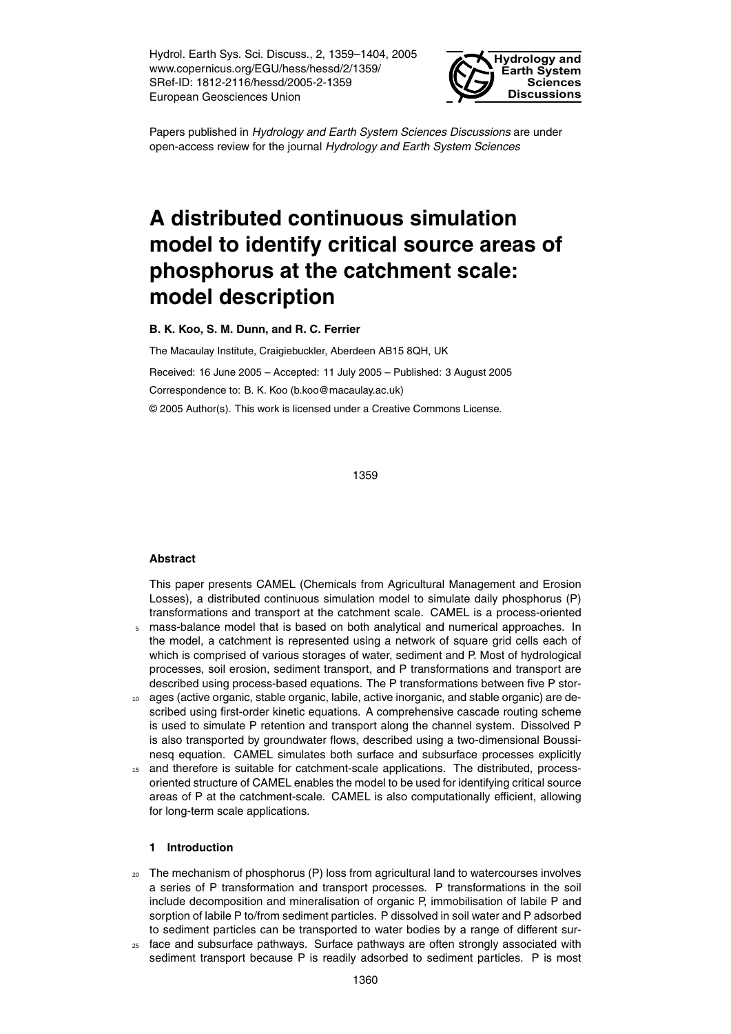Hydrol. Earth Sys. Sci. Discuss., 2, 1359–1404, 2005
www.copernicus.org/EGU/hess/hessd/2/1359/
SRef-ID: 1812-2116/hessd/2005-2-1359
European Geosciences Union

**Hydrology and Earth System Sciences Discussions**

Papers published in *Hydrology and Earth System Sciences Discussions* are under open-access review for the journal *Hydrology and Earth System Sciences*

# A distributed continuous simulation model to identify critical source areas of phosphorus at the catchment scale: model description

**B. K. Koo, S. M. Dunn, and R. C. Ferrier**

The Macaulay Institute, Craigiebuckler, Aberdeen AB15 8QH, UK

Received: 16 June 2005 – Accepted: 11 July 2005 – Published: 3 August 2005

Correspondence to: B. K. Koo (b.koo@macaulay.ac.uk)

© 2005 Author(s). This work is licensed under a Creative Commons License.

### Abstract

This paper presents CAMEL (Chemicals from Agricultural Management and Erosion Losses), a distributed continuous simulation model to simulate daily phosphorus (P) transformations and transport at the catchment scale. CAMEL is a process-oriented mass-balance model that is based on both analytical and numerical approaches. In the model, a catchment is represented using a network of square grid cells each of which is comprised of various storages of water, sediment and P. Most of hydrological processes, soil erosion, sediment transport, and P transformations and transport are described using process-based equations. The P transformations between five P storages (active organic, stable organic, labile, active inorganic, and stable organic) are described using first-order kinetic equations. A comprehensive cascade routing scheme is used to simulate P retention and transport along the channel system. Dissolved P is also transported by groundwater flows, described using a two-dimensional Boussinesq equation. CAMEL simulates both surface and subsurface processes explicitly and therefore is suitable for catchment-scale applications. The distributed, process-oriented structure of CAMEL enables the model to be used for identifying critical source areas of P at the catchment-scale. CAMEL is also computationally efficient, allowing for long-term scale applications.

## 1 Introduction

The mechanism of phosphorus (P) loss from agricultural land to watercourses involves a series of P transformation and transport processes. P transformations in the soil include decomposition and mineralisation of organic P, immobilisation of labile P and sorption of labile P to/from sediment particles. P dissolved in soil water and P adsorbed to sediment particles can be transported to water bodies by a range of different surface and subsurface pathways. Surface pathways are often strongly associated with sediment transport because P is readily adsorbed to sediment particles. P is most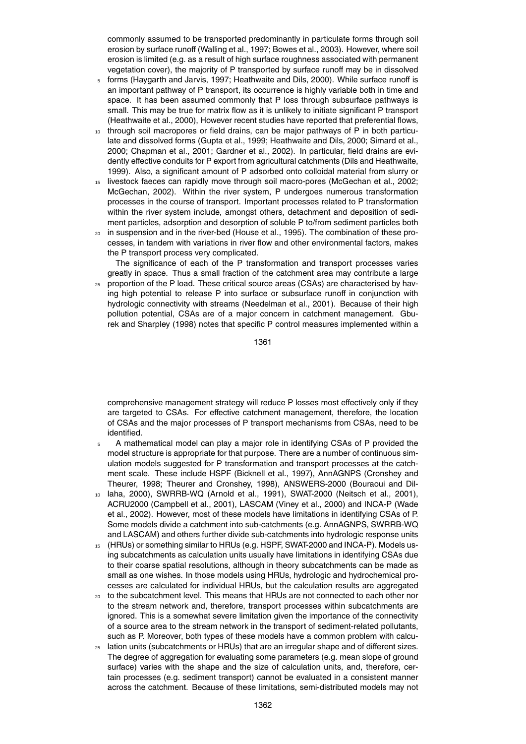commonly assumed to be transported predominantly in particulate forms through soil erosion by surface runoff (Walling et al., 1997; Bowes et al., 2003). However, where soil erosion is limited (e.g. as a result of high surface roughness associated with permanent vegetation cover), the majority of P transported by surface runoff may be in dissolved forms (Haygarth and Jarvis, 1997; Heathwaite and Dils, 2000). While surface runoff is an important pathway of P transport, its occurrence is highly variable both in time and space. It has been assumed commonly that P loss through subsurface pathways is small. This may be true for matrix flow as it is unlikely to initiate significant P transport (Heathwaite et al., 2000), However recent studies have reported that preferential flows, through soil macropores or field drains, can be major pathways of P in both particulate and dissolved forms (Gupta et al., 1999; Heathwaite and Dils, 2000; Simard et al., 2000; Chapman et al., 2001; Gardner et al., 2002). In particular, field drains are evidently effective conduits for P export from agricultural catchments (Dils and Heathwaite, 1999). Also, a significant amount of P adsorbed onto colloidal material from slurry or livestock faeces can rapidly move through soil macro-pores (McGechan et al., 2002; McGechan, 2002). Within the river system, P undergoes numerous transformation processes in the course of transport. Important processes related to P transformation within the river system include, amongst others, detachment and deposition of sediment particles, adsorption and desorption of soluble P to/from sediment particles both in suspension and in the river-bed (House et al., 1995). The combination of these processes, in tandem with variations in river flow and other environmental factors, makes the P transport process very complicated.

The significance of each of the P transformation and transport processes varies greatly in space. Thus a small fraction of the catchment area may contribute a large proportion of the P load. These critical source areas (CSAs) are characterised by having high potential to release P into surface or subsurface runoff in conjunction with hydrologic connectivity with streams (Needelman et al., 2001). Because of their high pollution potential, CSAs are of a major concern in catchment management. Gburek and Sharpley (1998) notes that specific P control measures implemented within a comprehensive management strategy will reduce P losses most effectively only if they are targeted to CSAs. For effective catchment management, therefore, the location of CSAs and the major processes of P transport mechanisms from CSAs, need to be identified.

A mathematical model can play a major role in identifying CSAs of P provided the model structure is appropriate for that purpose. There are a number of continuous simulation models suggested for P transformation and transport processes at the catchment scale. These include HSPF (Bicknell et al., 1997), AnnAGNPS (Cronshey and Theurer, 1998; Theurer and Cronshey, 1998), ANSWERS-2000 (Bouraoui and Dillaha, 2000), SWRRB-WQ (Arnold et al., 1991), SWAT-2000 (Neitsch et al., 2001), ACRU2000 (Campbell et al., 2001), LASCAM (Viney et al., 2000) and INCA-P (Wade et al., 2002). However, most of these models have limitations in identifying CSAs of P. Some models divide a catchment into sub-catchments (e.g. AnnAGNPS, SWRRB-WQ and LASCAM) and others further divide sub-catchments into hydrologic response units (HRUs) or something similar to HRUs (e.g. HSPF, SWAT-2000 and INCA-P). Models using subcatchments as calculation units usually have limitations in identifying CSAs due to their coarse spatial resolutions, although in theory subcatchments can be made as small as one wishes. In those models using HRUs, hydrologic and hydrochemical processes are calculated for individual HRUs, but the calculation results are aggregated to the subcatchment level. This means that HRUs are not connected to each other nor to the stream network and, therefore, transport processes within subcatchments are ignored. This is a somewhat severe limitation given the importance of the connectivity of a source area to the stream network in the transport of sediment-related pollutants, such as P. Moreover, both types of these models have a common problem with calculation units (subcatchments or HRUs) that are an irregular shape and of different sizes. The degree of aggregation for evaluating some parameters (e.g. mean slope of ground surface) varies with the shape and the size of calculation units, and, therefore, certain processes (e.g. sediment transport) cannot be evaluated in a consistent manner across the catchment. Because of these limitations, semi-distributed models may not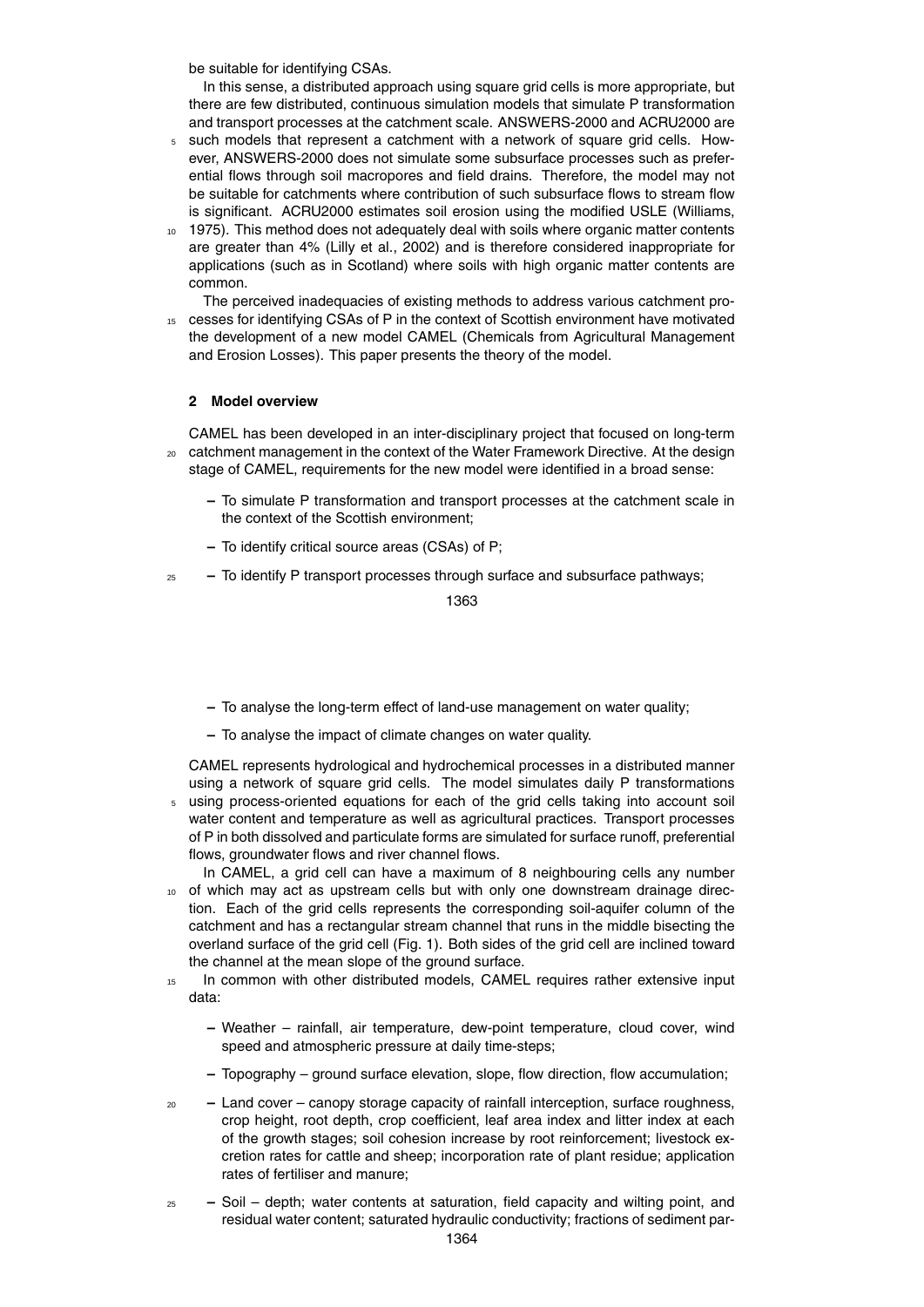be suitable for identifying CSAs.

In this sense, a distributed approach using square grid cells is more appropriate, but there are few distributed, continuous simulation models that simulate P transformation and transport processes at the catchment scale. ANSWERS-2000 and ACRU2000 are such models that represent a catchment with a network of square grid cells. However, ANSWERS-2000 does not simulate some subsurface processes such as preferential flows through soil macropores and field drains. Therefore, the model may not be suitable for catchments where contribution of such subsurface flows to stream flow is significant. ACRU2000 estimates soil erosion using the modified USLE (Williams, 1975). This method does not adequately deal with soils where organic matter contents are greater than 4% (Lilly et al., 2002) and is therefore considered inappropriate for applications (such as in Scotland) where soils with high organic matter contents are common.

The perceived inadequacies of existing methods to address various catchment processes for identifying CSAs of P in the context of Scottish environment have motivated the development of a new model CAMEL (Chemicals from Agricultural Management and Erosion Losses). This paper presents the theory of the model.

## 2 Model overview

CAMEL has been developed in an inter-disciplinary project that focused on long-term catchment management in the context of the Water Framework Directive. At the design stage of CAMEL, requirements for the new model were identified in a broad sense:

- To simulate P transformation and transport processes at the catchment scale in the context of the Scottish environment;
- To identify critical source areas (CSAs) of P;
- To identify P transport processes through surface and subsurface pathways;
- To analyse the long-term effect of land-use management on water quality;
- To analyse the impact of climate changes on water quality.

CAMEL represents hydrological and hydrochemical processes in a distributed manner using a network of square grid cells. The model simulates daily P transformations using process-oriented equations for each of the grid cells taking into account soil water content and temperature as well as agricultural practices. Transport processes of P in both dissolved and particulate forms are simulated for surface runoff, preferential flows, groundwater flows and river channel flows.

In CAMEL, a grid cell can have a maximum of 8 neighbouring cells any number of which may act as upstream cells but with only one downstream drainage direction. Each of the grid cells represents the corresponding soil-aquifer column of the catchment and has a rectangular stream channel that runs in the middle bisecting the overland surface of the grid cell (Fig. 1). Both sides of the grid cell are inclined toward the channel at the mean slope of the ground surface.

In common with other distributed models, CAMEL requires rather extensive input data:

- Weather – rainfall, air temperature, dew-point temperature, cloud cover, wind speed and atmospheric pressure at daily time-steps;
- Topography – ground surface elevation, slope, flow direction, flow accumulation;
- Land cover – canopy storage capacity of rainfall interception, surface roughness, crop height, root depth, crop coefficient, leaf area index and litter index at each of the growth stages; soil cohesion increase by root reinforcement; livestock excretion rates for cattle and sheep; incorporation rate of plant residue; application rates of fertiliser and manure;
- Soil – depth; water contents at saturation, field capacity and wilting point, and residual water content; saturated hydraulic conductivity; fractions of sediment par-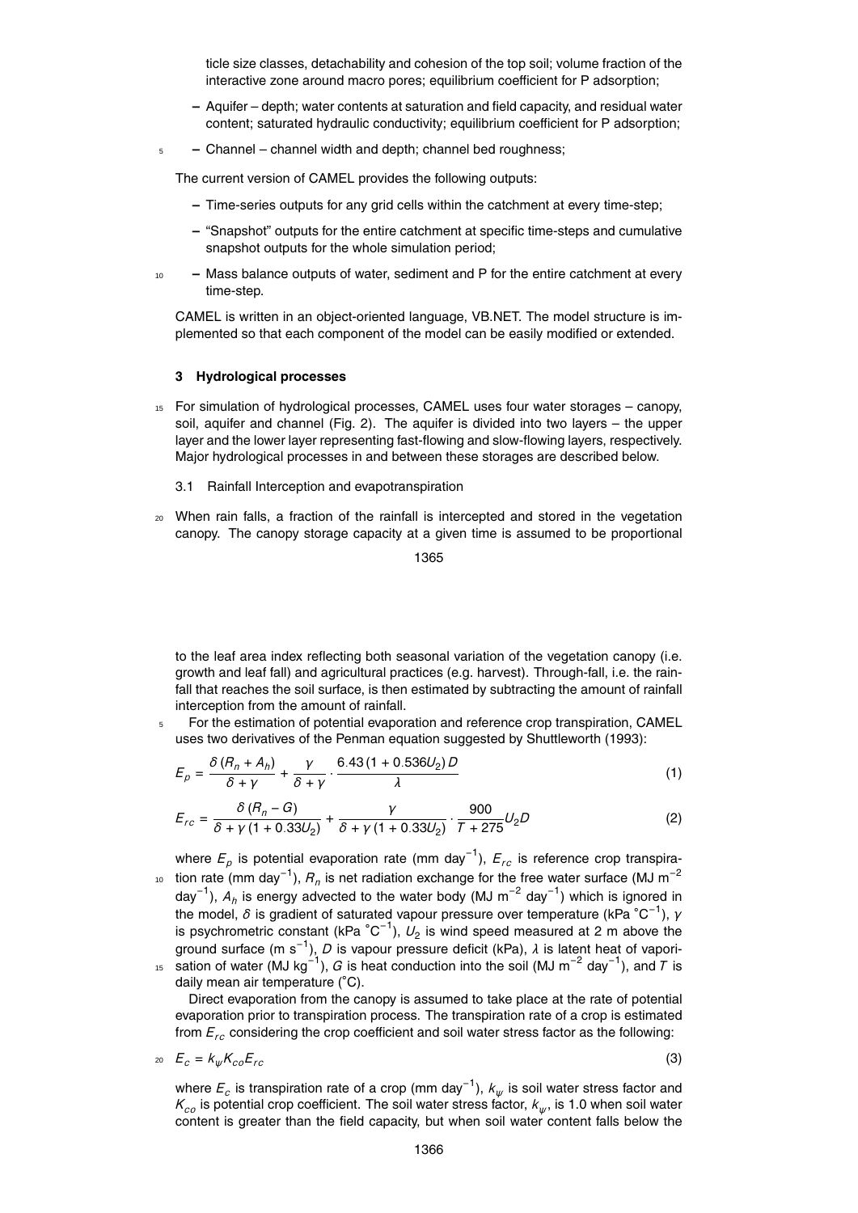ticle size classes, detachability and cohesion of the top soil; volume fraction of the interactive zone around macro pores; equilibrium coefficient for P adsorption;

- Aquifer – depth; water contents at saturation and field capacity, and residual water content; saturated hydraulic conductivity; equilibrium coefficient for P adsorption;
- Channel – channel width and depth; channel bed roughness;

The current version of CAMEL provides the following outputs:

- Time-series outputs for any grid cells within the catchment at every time-step;
- "Snapshot" outputs for the entire catchment at specific time-steps and cumulative snapshot outputs for the whole simulation period;
- Mass balance outputs of water, sediment and P for the entire catchment at every time-step.

CAMEL is written in an object-oriented language, VB.NET. The model structure is implemented so that each component of the model can be easily modified or extended.

## 3 Hydrological processes

For simulation of hydrological processes, CAMEL uses four water storages – canopy, soil, aquifer and channel (Fig. 2). The aquifer is divided into two layers – the upper layer and the lower layer representing fast-flowing and slow-flowing layers, respectively. Major hydrological processes in and between these storages are described below.

### 3.1 Rainfall Interception and evapotranspiration

When rain falls, a fraction of the rainfall is intercepted and stored in the vegetation canopy. The canopy storage capacity at a given time is assumed to be proportional to the leaf area index reflecting both seasonal variation of the vegetation canopy (i.e. growth and leaf fall) and agricultural practices (e.g. harvest). Through-fall, i.e. the rainfall that reaches the soil surface, is then estimated by subtracting the amount of rainfall interception from the amount of rainfall.

For the estimation of potential evaporation and reference crop transpiration, CAMEL uses two derivatives of the Penman equation suggested by Shuttleworth (1993):

$$E_p = \frac{\delta\,(R_n + A_h)}{\delta + \gamma} + \frac{\gamma}{\delta + \gamma} \cdot \frac{6.43\,(1 + 0.536U_2)\,D}{\lambda} \tag{1}$$

$$E_{rc} = \frac{\delta\,(R_n - G)}{\delta + \gamma\,(1 + 0.33U_2)} + \frac{\gamma}{\delta + \gamma\,(1 + 0.33U_2)} \cdot \frac{900}{T + 275} U_2 D \tag{2}$$

where $E_p$ is potential evaporation rate (mm day$^{-1}$), $E_{rc}$ is reference crop transpiration rate (mm day$^{-1}$), $R_n$ is net radiation exchange for the free water surface (MJ m$^{-2}$ day$^{-1}$), $A_h$ is energy advected to the water body (MJ m$^{-2}$ day$^{-1}$) which is ignored in the model, $\delta$ is gradient of saturated vapour pressure over temperature (kPa °C$^{-1}$), $\gamma$ is psychrometric constant (kPa °C$^{-1}$), $U_2$ is wind speed measured at 2 m above the ground surface (m s$^{-1}$), $D$ is vapour pressure deficit (kPa), $\lambda$ is latent heat of vaporisation of water (MJ kg$^{-1}$), $G$ is heat conduction into the soil (MJ m$^{-2}$ day$^{-1}$), and $T$ is daily mean air temperature (°C).

Direct evaporation from the canopy is assumed to take place at the rate of potential evaporation prior to transpiration process. The transpiration rate of a crop is estimated from $E_{rc}$ considering the crop coefficient and soil water stress factor as the following:

$$E_c = k_\psi K_{co} E_{rc} \tag{3}$$

where $E_c$ is transpiration rate of a crop (mm day$^{-1}$), $k_\psi$ is soil water stress factor and $K_{co}$ is potential crop coefficient. The soil water stress factor, $k_\psi$, is 1.0 when soil water content is greater than the field capacity, but when soil water content falls below the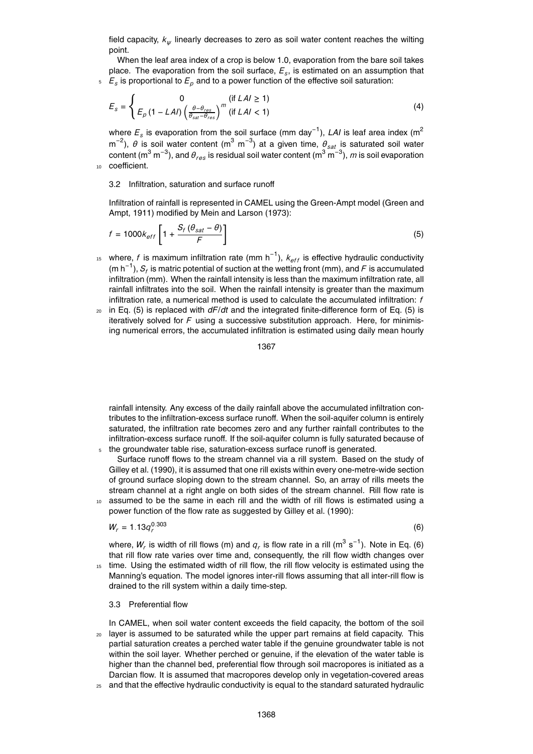field capacity, $k_\psi$ linearly decreases to zero as soil water content reaches the wilting point.

When the leaf area index of a crop is below 1.0, evaporation from the bare soil takes place. The evaporation from the soil surface, $E_s$, is estimated on an assumption that $E_s$ is proportional to $E_p$ and to a power function of the effective soil saturation:

$$E_s = \begin{cases} 0 & (\text{if } LAI \geq 1) \\ E_p\,(1 - LAI)\left(\frac{\theta - \theta_{res}}{\theta_{sat} - \theta_{res}}\right)^m & (\text{if } LAI < 1) \end{cases} \tag{4}$$

where $E_s$ is evaporation from the soil surface (mm day$^{-1}$), $LAI$ is leaf area index (m$^2$ m$^{-2}$), $\theta$ is soil water content (m$^3$ m$^{-3}$) at a given time, $\theta_{sat}$ is saturated soil water content (m$^3$ m$^{-3}$), and $\theta_{res}$ is residual soil water content (m$^3$ m$^{-3}$), $m$ is soil evaporation coefficient.

### 3.2 Infiltration, saturation and surface runoff

Infiltration of rainfall is represented in CAMEL using the Green-Ampt model (Green and Ampt, 1911) modified by Mein and Larson (1973):

$$f = 1000k_{eff}\left[1 + \frac{S_f\,(\theta_{sat} - \theta)}{F}\right] \tag{5}$$

where, $f$ is maximum infiltration rate (mm h$^{-1}$), $k_{eff}$ is effective hydraulic conductivity (m h$^{-1}$), $S_f$ is matric potential of suction at the wetting front (mm), and $F$ is accumulated infiltration (mm). When the rainfall intensity is less than the maximum infiltration rate, all rainfall infiltrates into the soil. When the rainfall intensity is greater than the maximum infiltration rate, a numerical method is used to calculate the accumulated infiltration: $f$ in Eq. (5) is replaced with $dF/dt$ and the integrated finite-difference form of Eq. (5) is iteratively solved for $F$ using a successive substitution approach. Here, for minimising numerical errors, the accumulated infiltration is estimated using daily mean hourly rainfall intensity. Any excess of the daily rainfall above the accumulated infiltration contributes to the infiltration-excess surface runoff. When the soil-aquifer column is entirely saturated, the infiltration rate becomes zero and any further rainfall contributes to the infiltration-excess surface runoff. If the soil-aquifer column is fully saturated because of the groundwater table rise, saturation-excess surface runoff is generated.

Surface runoff flows to the stream channel via a rill system. Based on the study of Gilley et al. (1990), it is assumed that one rill exists within every one-metre-wide section of ground surface sloping down to the stream channel. So, an array of rills meets the stream channel at a right angle on both sides of the stream channel. Rill flow rate is assumed to be the same in each rill and the width of rill flows is estimated using a power function of the flow rate as suggested by Gilley et al. (1990):

$$W_r = 1.13q_r^{0.303} \tag{6}$$

where, $W_r$ is width of rill flows (m) and $q_r$ is flow rate in a rill (m$^3$ s$^{-1}$). Note in Eq. (6) that rill flow rate varies over time and, consequently, the rill flow width changes over time. Using the estimated width of rill flow, the rill flow velocity is estimated using the Manning's equation. The model ignores inter-rill flows assuming that all inter-rill flow is drained to the rill system within a daily time-step.

### 3.3 Preferential flow

In CAMEL, when soil water content exceeds the field capacity, the bottom of the soil layer is assumed to be saturated while the upper part remains at field capacity. This partial saturation creates a perched water table if the genuine groundwater table is not within the soil layer. Whether perched or genuine, if the elevation of the water table is higher than the channel bed, preferential flow through soil macropores is initiated as a Darcian flow. It is assumed that macropores develop only in vegetation-covered areas and that the effective hydraulic conductivity is equal to the standard saturated hydraulic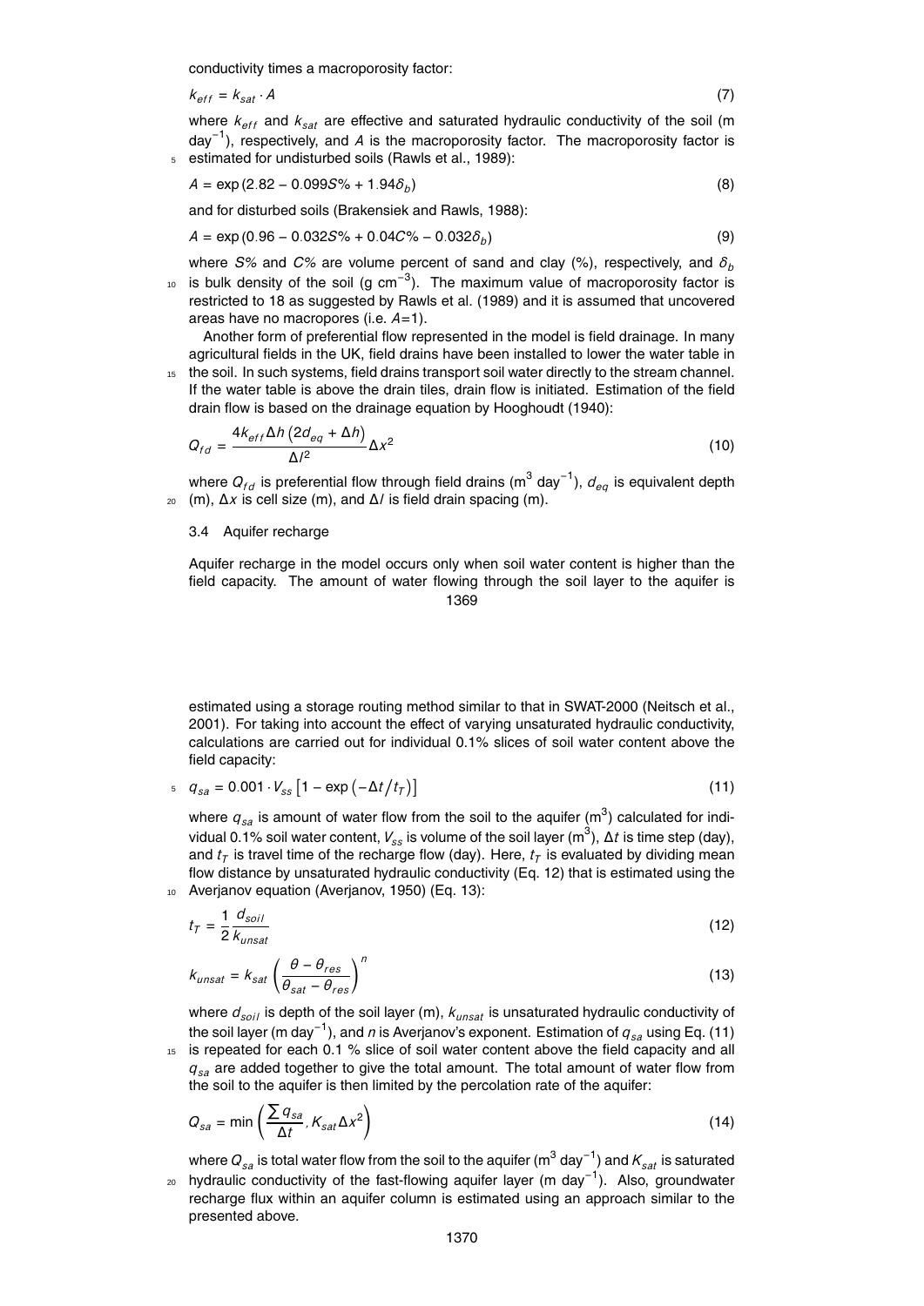conductivity times a macroporosity factor:

$$k_{eff} = k_{sat} \cdot A \tag{7}$$

where $k_{eff}$ and $k_{sat}$ are effective and saturated hydraulic conductivity of the soil (m day$^{-1}$), respectively, and $A$ is the macroporosity factor. The macroporosity factor is estimated for undisturbed soils (Rawls et al., 1989):

$$A = \exp(2.82 - 0.099S\% + 1.94\delta_b) \tag{8}$$

and for disturbed soils (Brakensiek and Rawls, 1988):

$$A = \exp(0.96 - 0.032S\% + 0.04C\% - 0.032\delta_b) \tag{9}$$

where $S\%$ and $C\%$ are volume percent of sand and clay (%), respectively, and $\delta_b$ is bulk density of the soil (g cm$^{-3}$). The maximum value of macroporosity factor is restricted to 18 as suggested by Rawls et al. (1989) and it is assumed that uncovered areas have no macropores (i.e. $A$=1).

Another form of preferential flow represented in the model is field drainage. In many agricultural fields in the UK, field drains have been installed to lower the water table in the soil. In such systems, field drains transport soil water directly to the stream channel. If the water table is above the drain tiles, drain flow is initiated. Estimation of the field drain flow is based on the drainage equation by Hooghoudt (1940):

$$Q_{fd} = \frac{4k_{eff}\Delta h\left(2d_{eq} + \Delta h\right)}{\Delta l^2}\Delta x^2 \tag{10}$$

where $Q_{fd}$ is preferential flow through field drains (m$^3$ day$^{-1}$), $d_{eq}$ is equivalent depth (m), $\Delta x$ is cell size (m), and $\Delta l$ is field drain spacing (m).

### 3.4 Aquifer recharge

Aquifer recharge in the model occurs only when soil water content is higher than the field capacity. The amount of water flowing through the soil layer to the aquifer is estimated using a storage routing method similar to that in SWAT-2000 (Neitsch et al., 2001). For taking into account the effect of varying unsaturated hydraulic conductivity, calculations are carried out for individual 0.1% slices of soil water content above the field capacity:

$$q_{sa} = 0.001 \cdot V_{ss}\left[1 - \exp\left(-\Delta t / t_T\right)\right] \tag{11}$$

where $q_{sa}$ is amount of water flow from the soil to the aquifer (m$^3$) calculated for individual 0.1% soil water content, $V_{ss}$ is volume of the soil layer (m$^3$), $\Delta t$ is time step (day), and $t_T$ is travel time of the recharge flow (day). Here, $t_T$ is evaluated by dividing mean flow distance by unsaturated hydraulic conductivity (Eq. 12) that is estimated using the Averjanov equation (Averjanov, 1950) (Eq. 13):

$$t_T = \frac{1}{2}\frac{d_{soil}}{k_{unsat}} \tag{12}$$

$$k_{unsat} = k_{sat}\left(\frac{\theta - \theta_{res}}{\theta_{sat} - \theta_{res}}\right)^n \tag{13}$$

where $d_{soil}$ is depth of the soil layer (m), $k_{unsat}$ is unsaturated hydraulic conductivity of the soil layer (m day$^{-1}$), and $n$ is Averjanov's exponent. Estimation of $q_{sa}$ using Eq. (11) is repeated for each 0.1 % slice of soil water content above the field capacity and all $q_{sa}$ are added together to give the total amount. The total amount of water flow from the soil to the aquifer is then limited by the percolation rate of the aquifer:

$$Q_{sa} = \min\left(\frac{\sum q_{sa}}{\Delta t}, K_{sat}\Delta x^2\right) \tag{14}$$

where $Q_{sa}$ is total water flow from the soil to the aquifer (m$^3$ day$^{-1}$) and $K_{sat}$ is saturated hydraulic conductivity of the fast-flowing aquifer layer (m day$^{-1}$). Also, groundwater recharge flux within an aquifer column is estimated using an approach similar to the presented above.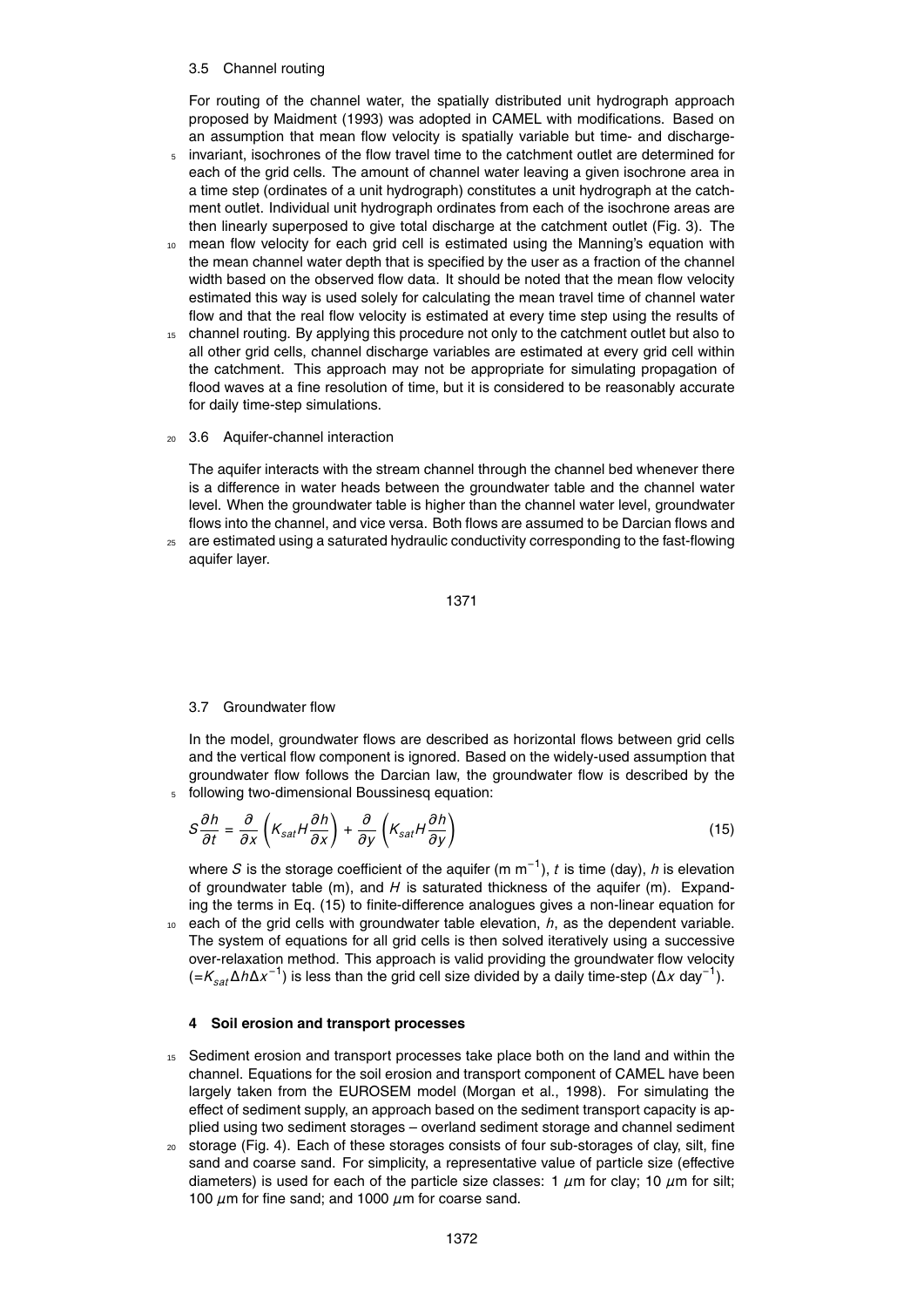### 3.5 Channel routing

For routing of the channel water, the spatially distributed unit hydrograph approach proposed by Maidment (1993) was adopted in CAMEL with modifications. Based on an assumption that mean flow velocity is spatially variable but time- and discharge-invariant, isochrones of the flow travel time to the catchment outlet are determined for each of the grid cells. The amount of channel water leaving a given isochrone area in a time step (ordinates of a unit hydrograph) constitutes a unit hydrograph at the catchment outlet. Individual unit hydrograph ordinates from each of the isochrone areas are then linearly superposed to give total discharge at the catchment outlet (Fig. 3). The mean flow velocity for each grid cell is estimated using the Manning's equation with the mean channel water depth that is specified by the user as a fraction of the channel width based on the observed flow data. It should be noted that the mean flow velocity estimated this way is used solely for calculating the mean travel time of channel water flow and that the real flow velocity is estimated at every time step using the results of channel routing. By applying this procedure not only to the catchment outlet but also to all other grid cells, channel discharge variables are estimated at every grid cell within the catchment. This approach may not be appropriate for simulating propagation of flood waves at a fine resolution of time, but it is considered to be reasonably accurate for daily time-step simulations.

### 3.6 Aquifer-channel interaction

The aquifer interacts with the stream channel through the channel bed whenever there is a difference in water heads between the groundwater table and the channel water level. When the groundwater table is higher than the channel water level, groundwater flows into the channel, and vice versa. Both flows are assumed to be Darcian flows and are estimated using a saturated hydraulic conductivity corresponding to the fast-flowing aquifer layer.

### 3.7 Groundwater flow

In the model, groundwater flows are described as horizontal flows between grid cells and the vertical flow component is ignored. Based on the widely-used assumption that groundwater flow follows the Darcian law, the groundwater flow is described by the following two-dimensional Boussinesq equation:

$$S\frac{\partial h}{\partial t} = \frac{\partial}{\partial x}\left(K_{sat}H\frac{\partial h}{\partial x}\right) + \frac{\partial}{\partial y}\left(K_{sat}H\frac{\partial h}{\partial y}\right) \tag{15}$$

where $S$ is the storage coefficient of the aquifer (m m$^{-1}$), $t$ is time (day), $h$ is elevation of groundwater table (m), and $H$ is saturated thickness of the aquifer (m). Expanding the terms in Eq. (15) to finite-difference analogues gives a non-linear equation for each of the grid cells with groundwater table elevation, $h$, as the dependent variable. The system of equations for all grid cells is then solved iteratively using a successive over-relaxation method. This approach is valid providing the groundwater flow velocity ($=K_{sat}\Delta h\Delta x^{-1}$) is less than the grid cell size divided by a daily time-step ($\Delta x$ day$^{-1}$).

## 4 Soil erosion and transport processes

Sediment erosion and transport processes take place both on the land and within the channel. Equations for the soil erosion and transport component of CAMEL have been largely taken from the EUROSEM model (Morgan et al., 1998). For simulating the effect of sediment supply, an approach based on the sediment transport capacity is applied using two sediment storages – overland sediment storage and channel sediment storage (Fig. 4). Each of these storages consists of four sub-storages of clay, silt, fine sand and coarse sand. For simplicity, a representative value of particle size (effective diameters) is used for each of the particle size classes: 1 $\mu$m for clay; 10 $\mu$m for silt; 100 $\mu$m for fine sand; and 1000 $\mu$m for coarse sand.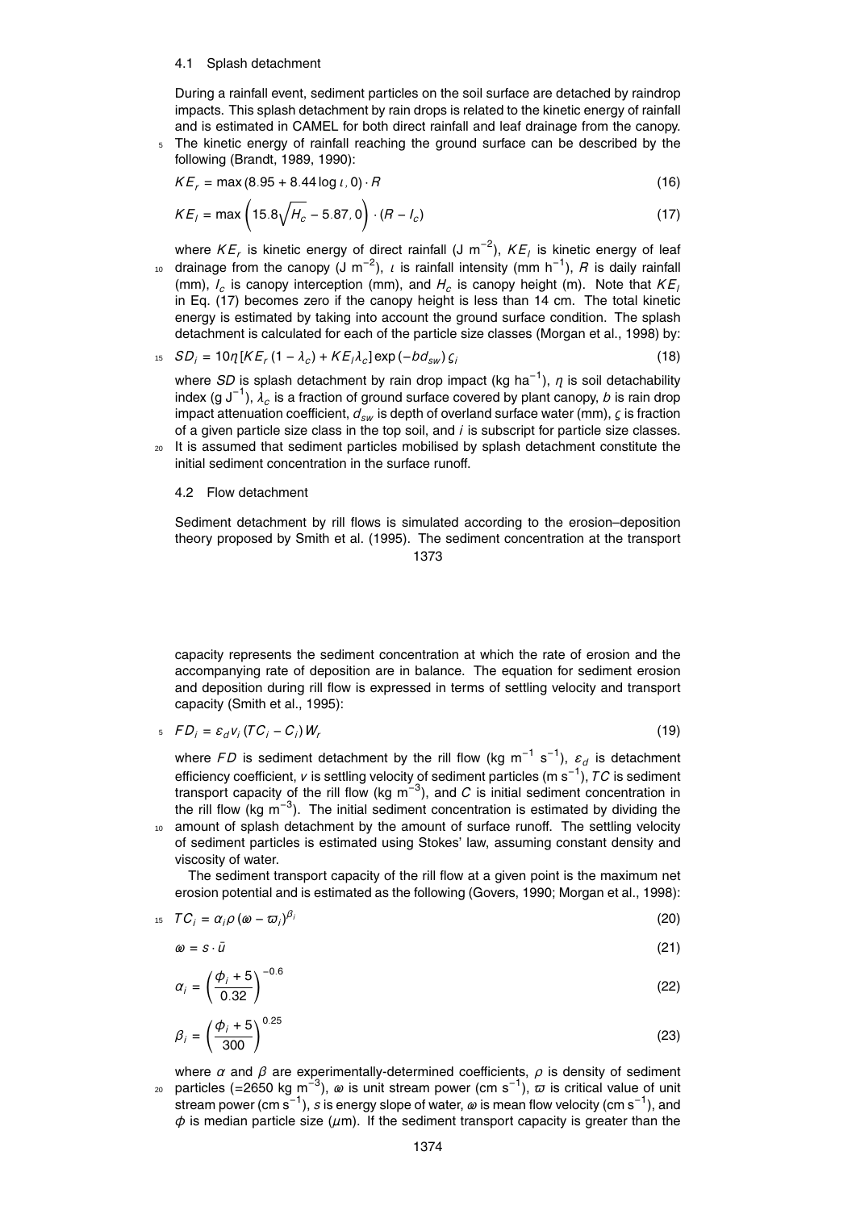### 4.1 Splash detachment

During a rainfall event, sediment particles on the soil surface are detached by raindrop impacts. This splash detachment by rain drops is related to the kinetic energy of rainfall and is estimated in CAMEL for both direct rainfall and leaf drainage from the canopy. The kinetic energy of rainfall reaching the ground surface can be described by the following (Brandt, 1989, 1990):

$$KE_r = \max(8.95 + 8.44 \log \iota, 0) \cdot R \tag{16}$$

$$KE_l = \max\left(15.8\sqrt{H_c} - 5.87, 0\right) \cdot (R - I_c) \tag{17}$$

where $KE_r$ is kinetic energy of direct rainfall (J m$^{-2}$), $KE_l$ is kinetic energy of leaf drainage from the canopy (J m$^{-2}$), $\iota$ is rainfall intensity (mm h$^{-1}$), $R$ is daily rainfall (mm), $I_c$ is canopy interception (mm), and $H_c$ is canopy height (m). Note that $KE_l$ in Eq. (17) becomes zero if the canopy height is less than 14 cm. The total kinetic energy is estimated by taking into account the ground surface condition. The splash detachment is calculated for each of the particle size classes (Morgan et al., 1998) by:

$$SD_i = 10\eta\left[KE_r(1 - \lambda_c) + KE_l\lambda_c\right]\exp(-bd_{sw})\,\varsigma_i \tag{18}$$

where $SD$ is splash detachment by rain drop impact (kg ha$^{-1}$), $\eta$ is soil detachability index (g J$^{-1}$), $\lambda_c$ is a fraction of ground surface covered by plant canopy, $b$ is rain drop impact attenuation coefficient, $d_{sw}$ is depth of overland surface water (mm), $\varsigma$ is fraction of a given particle size class in the top soil, and $i$ is subscript for particle size classes. It is assumed that sediment particles mobilised by splash detachment constitute the initial sediment concentration in the surface runoff.

### 4.2 Flow detachment

Sediment detachment by rill flows is simulated according to the erosion–deposition theory proposed by Smith et al. (1995). The sediment concentration at the transport capacity represents the sediment concentration at which the rate of erosion and the accompanying rate of deposition are in balance. The equation for sediment erosion and deposition during rill flow is expressed in terms of settling velocity and transport capacity (Smith et al., 1995):

$$FD_i = \varepsilon_d v_i (TC_i - C_i) W_r \tag{19}$$

where $FD$ is sediment detachment by the rill flow (kg m$^{-1}$ s$^{-1}$), $\varepsilon_d$ is detachment efficiency coefficient, $v$ is settling velocity of sediment particles (m s$^{-1}$), $TC$ is sediment transport capacity of the rill flow (kg m$^{-3}$), and $C$ is initial sediment concentration in the rill flow (kg m$^{-3}$). The initial sediment concentration is estimated by dividing the amount of splash detachment by the amount of surface runoff. The settling velocity of sediment particles is estimated using Stokes' law, assuming constant density and viscosity of water.

The sediment transport capacity of the rill flow at a given point is the maximum net erosion potential and is estimated as the following (Govers, 1990; Morgan et al., 1998):

$$TC_i = \alpha_i \rho (\omega - \varpi_i)^{\beta_i} \tag{20}$$

$$\omega = s \cdot \bar{u} \tag{21}$$

$$\alpha_i = \left(\frac{\phi_i + 5}{0.32}\right)^{-0.6} \tag{22}$$

$$\beta_i = \left(\frac{\phi_i + 5}{300}\right)^{0.25} \tag{23}$$

where $\alpha$ and $\beta$ are experimentally-determined coefficients, $\rho$ is density of sediment particles (=2650 kg m$^{-3}$), $\omega$ is unit stream power (cm s$^{-1}$), $\varpi$ is critical value of unit stream power (cm s$^{-1}$), $s$ is energy slope of water, $\bar{u}$ is mean flow velocity (cm s$^{-1}$), and $\phi$ is median particle size ($\mu$m). If the sediment transport capacity is greater than the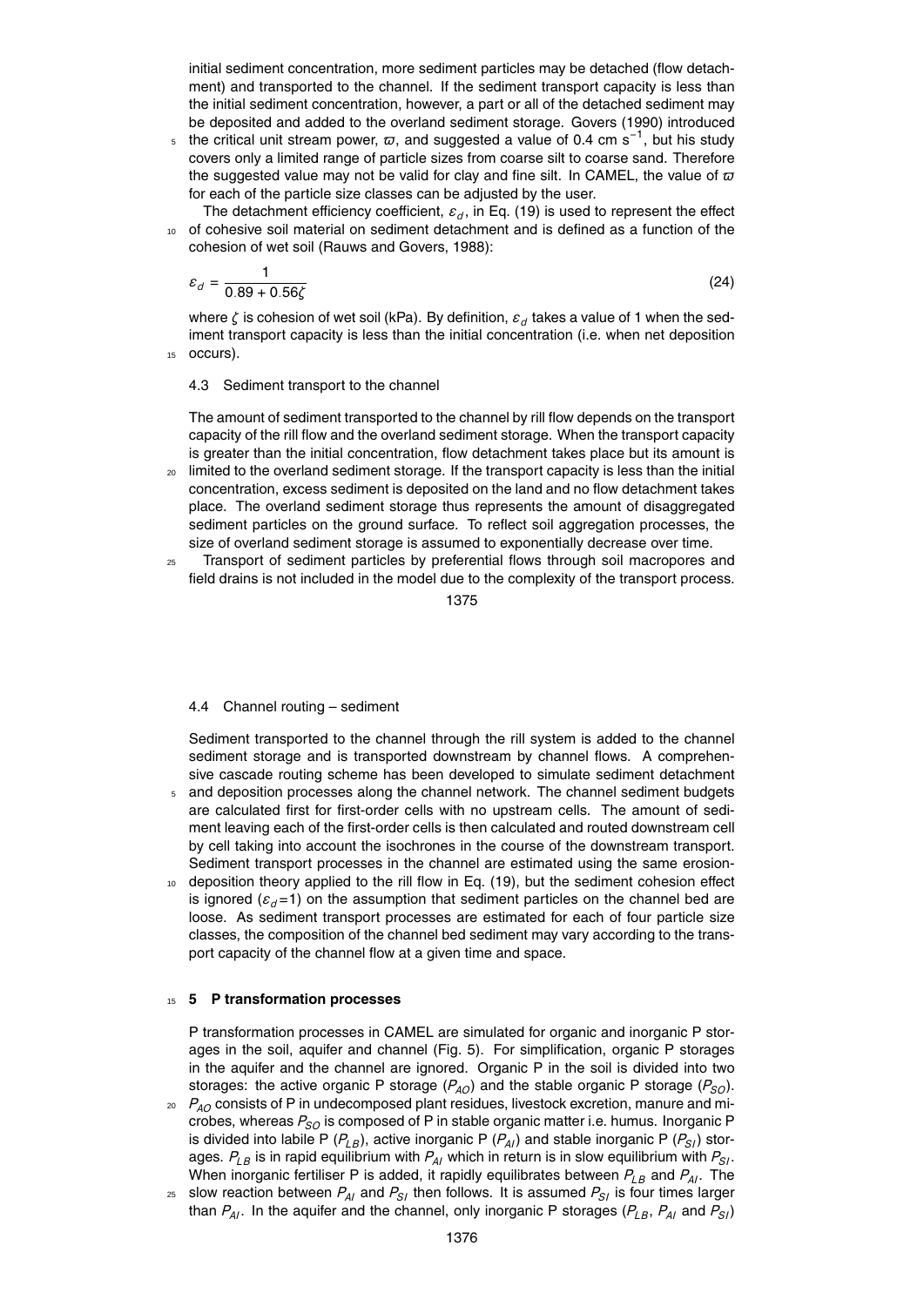initial sediment concentration, more sediment particles may be detached (flow detachment) and transported to the channel. If the sediment transport capacity is less than the initial sediment concentration, however, a part or all of the detached sediment may be deposited and added to the overland sediment storage. Govers (1990) introduced the critical unit stream power, $\varpi$, and suggested a value of 0.4 cm s$^{-1}$, but his study covers only a limited range of particle sizes from coarse silt to coarse sand. Therefore the suggested value may not be valid for clay and fine silt. In CAMEL, the value of $\varpi$ for each of the particle size classes can be adjusted by the user.

The detachment efficiency coefficient, $\varepsilon_d$, in Eq. (19) is used to represent the effect of cohesive soil material on sediment detachment and is defined as a function of the cohesion of wet soil (Rauws and Govers, 1988):

$$\varepsilon_d = \frac{1}{0.89 + 0.56\zeta} \tag{24}$$

where $\zeta$ is cohesion of wet soil (kPa). By definition, $\varepsilon_d$ takes a value of 1 when the sediment transport capacity is less than the initial concentration (i.e. when net deposition occurs).

### 4.3 Sediment transport to the channel

The amount of sediment transported to the channel by rill flow depends on the transport capacity of the rill flow and the overland sediment storage. When the transport capacity is greater than the initial concentration, flow detachment takes place but its amount is limited to the overland sediment storage. If the transport capacity is less than the initial concentration, excess sediment is deposited on the land and no flow detachment takes place. The overland sediment storage thus represents the amount of disaggregated sediment particles on the ground surface. To reflect soil aggregation processes, the size of overland sediment storage is assumed to exponentially decrease over time.

Transport of sediment particles by preferential flows through soil macropores and field drains is not included in the model due to the complexity of the transport process.

### 4.4 Channel routing – sediment

Sediment transported to the channel through the rill system is added to the channel sediment storage and is transported downstream by channel flows. A comprehensive cascade routing scheme has been developed to simulate sediment detachment and deposition processes along the channel network. The channel sediment budgets are calculated first for first-order cells with no upstream cells. The amount of sediment leaving each of the first-order cells is then calculated and routed downstream cell by cell taking into account the isochrones in the course of the downstream transport. Sediment transport processes in the channel are estimated using the same erosion-deposition theory applied to the rill flow in Eq. (19), but the sediment cohesion effect is ignored ($\varepsilon_d$=1) on the assumption that sediment particles on the channel bed are loose. As sediment transport processes are estimated for each of four particle size classes, the composition of the channel bed sediment may vary according to the transport capacity of the channel flow at a given time and space.

## 5 P transformation processes

P transformation processes in CAMEL are simulated for organic and inorganic P storages in the soil, aquifer and channel (Fig. 5). For simplification, organic P storages in the aquifer and the channel are ignored. Organic P in the soil is divided into two storages: the active organic P storage ($P_{AO}$) and the stable organic P storage ($P_{SO}$). $P_{AO}$ consists of P in undecomposed plant residues, livestock excretion, manure and microbes, whereas $P_{SO}$ is composed of P in stable organic matter i.e. humus. Inorganic P is divided into labile P ($P_{LB}$), active inorganic P ($P_{AI}$) and stable inorganic P ($P_{SI}$) storages. $P_{LB}$ is in rapid equilibrium with $P_{AI}$ which in return is in slow equilibrium with $P_{SI}$. When inorganic fertiliser P is added, it rapidly equilibrates between $P_{LB}$ and $P_{AI}$. The slow reaction between $P_{AI}$ and $P_{SI}$ then follows. It is assumed $P_{SI}$ is four times larger than $P_{AI}$. In the aquifer and the channel, only inorganic P storages ($P_{LB}$, $P_{AI}$ and $P_{SI}$)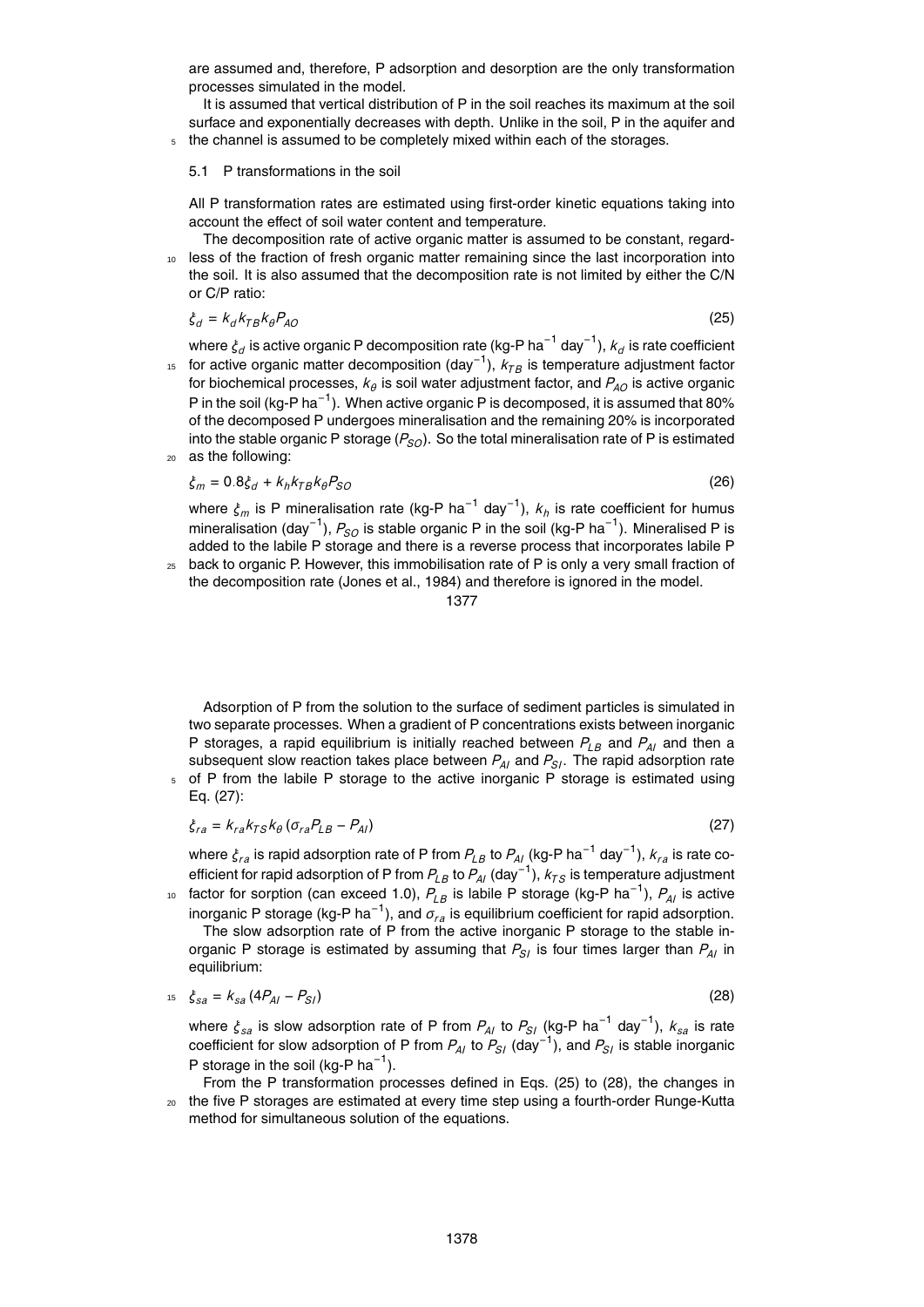are assumed and, therefore, P adsorption and desorption are the only transformation processes simulated in the model.

It is assumed that vertical distribution of P in the soil reaches its maximum at the soil surface and exponentially decreases with depth. Unlike in the soil, P in the aquifer and the channel is assumed to be completely mixed within each of the storages.

## 5.1 P transformations in the soil

All P transformation rates are estimated using first-order kinetic equations taking into account the effect of soil water content and temperature.

The decomposition rate of active organic matter is assumed to be constant, regardless of the fraction of fresh organic matter remaining since the last incorporation into the soil. It is also assumed that the decomposition rate is not limited by either the C/N or C/P ratio:

$$\xi_d = k_d k_{TB} k_\theta P_{AO} \tag{25}$$

where $\xi_d$ is active organic P decomposition rate (kg-P ha$^{-1}$ day$^{-1}$), $k_d$ is rate coefficient for active organic matter decomposition (day$^{-1}$), $k_{TB}$ is temperature adjustment factor for biochemical processes, $k_\theta$ is soil water adjustment factor, and $P_{AO}$ is active organic P in the soil (kg-P ha$^{-1}$). When active organic P is decomposed, it is assumed that 80% of the decomposed P undergoes mineralisation and the remaining 20% is incorporated into the stable organic P storage ($P_{SO}$). So the total mineralising rate of P is estimated as the following:

$$\xi_m = 0.8\xi_d + k_h k_{TB} k_\theta P_{SO} \tag{26}$$

where $\xi_m$ is P mineralisation rate (kg-P ha$^{-1}$ day$^{-1}$), $k_h$ is rate coefficient for humus mineralisation (day$^{-1}$), $P_{SO}$ is stable organic P in the soil (kg-P ha$^{-1}$). Mineralised P is added to the labile P storage and there is a reverse process that incorporates labile P back to organic P. However, this immobilisation rate of P is only a very small fraction of the decomposition rate (Jones et al., 1984) and therefore is ignored in the model.

Adsorption of P from the solution to the surface of sediment particles is simulated in two separate processes. When a gradient of P concentrations exists between inorganic P storages, a rapid equilibrium is initially reached between $P_{LB}$ and $P_{AI}$ and then a subsequent slow reaction takes place between $P_{AI}$ and $P_{SI}$. The rapid adsorption rate of P from the labile P storage to the active inorganic P storage is estimated using Eq. (27):

$$\xi_{ra} = k_{ra} k_{TS} k_\theta \left(\sigma_{ra} P_{LB} - P_{AI}\right) \tag{27}$$

where $\xi_{ra}$ is rapid adsorption rate of P from $P_{LB}$ to $P_{AI}$ (kg-P ha$^{-1}$ day$^{-1}$), $k_{ra}$ is rate coefficient for rapid adsorption of P from $P_{LB}$ to $P_{AI}$ (day$^{-1}$), $k_{TS}$ is temperature adjustment factor for sorption (can exceed 1.0), $P_{LB}$ is labile P storage (kg-P ha$^{-1}$), $P_{AI}$ is active inorganic P storage (kg-P ha$^{-1}$), and $\sigma_{ra}$ is equilibrium coefficient for rapid adsorption.

The slow adsorption rate of P from the active inorganic P storage to the stable inorganic P storage is estimated by assuming that $P_{SI}$ is four times larger than $P_{AI}$ in equilibrium:

$$\xi_{sa} = k_{sa} \left(4P_{AI} - P_{SI}\right) \tag{28}$$

where $\xi_{sa}$ is slow adsorption rate of P from $P_{AI}$ to $P_{SI}$ (kg-P ha$^{-1}$ day$^{-1}$), $k_{sa}$ is rate coefficient for slow adsorption of P from $P_{AI}$ to $P_{SI}$ (day$^{-1}$), and $P_{SI}$ is stable inorganic P storage in the soil (kg-P ha$^{-1}$).

From the P transformation processes defined in Eqs. (25) to (28), the changes in the five P storages are estimated at every time step using a fourth-order Runge-Kutta method for simultaneous solution of the equations.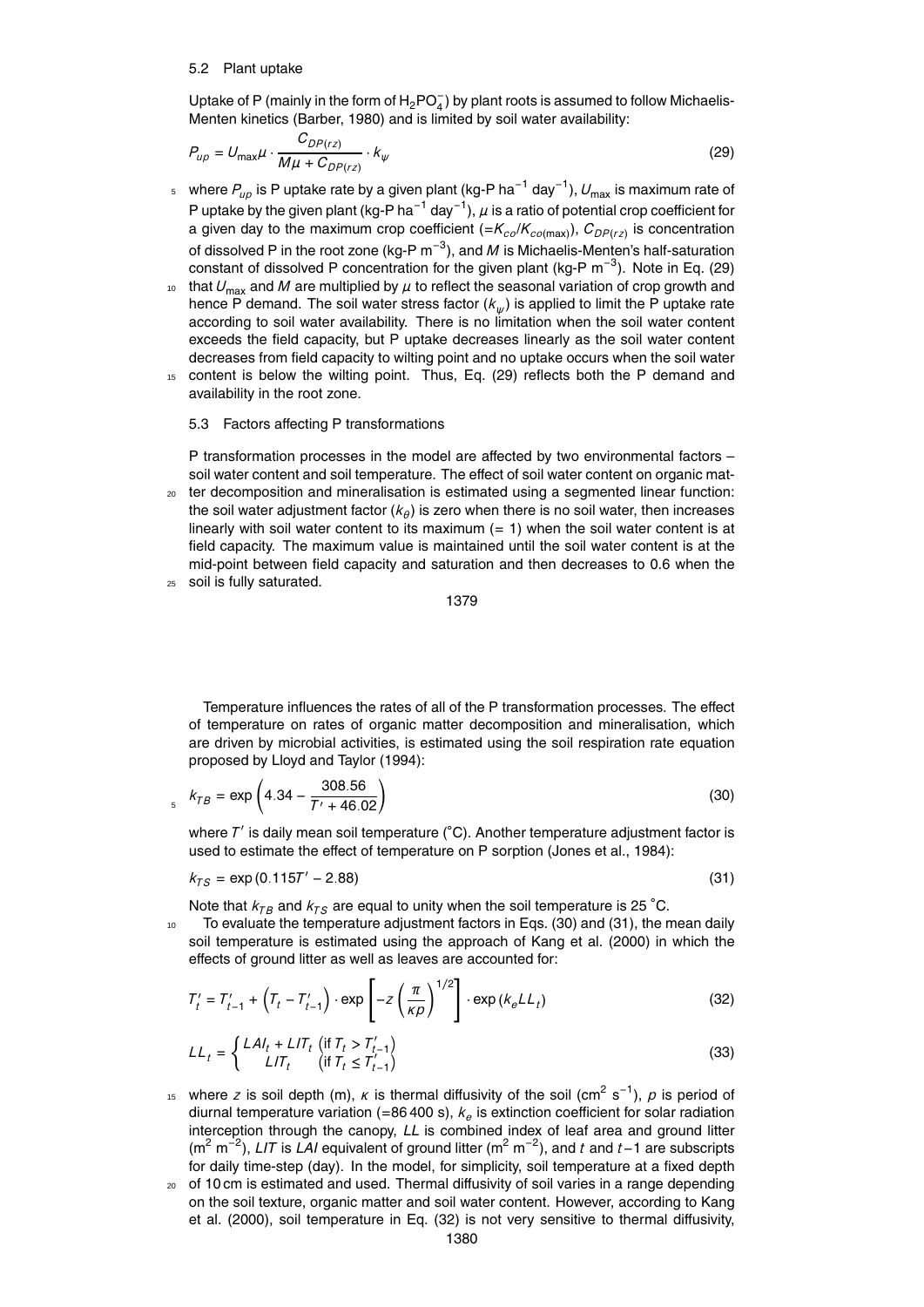### 5.2 Plant uptake

Uptake of P (mainly in the form of $H_2PO_4^-$) by plant roots is assumed to follow Michaelis-Menten kinetics (Barber, 1980) and is limited by soil water availability:

$$P_{up} = U_{\max}\mu \cdot \frac{C_{DP(rz)}}{M\mu + C_{DP(rz)}} \cdot k_{\psi} \tag{29}$$

where $P_{up}$ is P uptake rate by a given plant (kg-P ha$^{-1}$ day$^{-1}$), $U_{\max}$ is maximum rate of P uptake by the given plant (kg-P ha$^{-1}$ day$^{-1}$), $\mu$ is a ratio of potential crop coefficient for a given day to the maximum crop coefficient ($=K_{co}/K_{co(\max)}$), $C_{DP(rz)}$ is concentration of dissolved P in the root zone (kg-P m$^{-3}$), and $M$ is Michaelis-Menten's half-saturation constant of dissolved P concentration for the given plant (kg-P m$^{-3}$). Note in Eq. (29) that $U_{\max}$ and $M$ are multiplied by $\mu$ to reflect the seasonal variation of crop growth and hence P demand. The soil water stress factor ($k_{\psi}$) is applied to limit the P uptake rate according to soil water availability. There is no limitation when the soil water content exceeds the field capacity, but P uptake decreases linearly as the soil water content decreases from field capacity to wilting point and no uptake occurs when the soil water content is below the wilting point. Thus, Eq. (29) reflects both the P demand and availability in the root zone.

### 5.3 Factors affecting P transformations

P transformation processes in the model are affected by two environmental factors – soil water content and soil temperature. The effect of soil water content on organic matter decomposition and mineralisation is estimated using a segmented linear function: the soil water adjustment factor ($k_{\theta}$) is zero when there is no soil water, then increases linearly with soil water content to its maximum (= 1) when the soil water content is at field capacity. The maximum value is maintained until the soil water content is at the mid-point between field capacity and saturation and then decreases to 0.6 when the soil is fully saturated.

Temperature influences the rates of all of the P transformation processes. The effect of temperature on rates of organic matter decomposition and mineralisation, which are driven by microbial activities, is estimated using the soil respiration rate equation proposed by Lloyd and Taylor (1994):

$$k_{TB} = \exp\left(4.34 - \frac{308.56}{T' + 46.02}\right) \tag{30}$$

where $T'$ is daily mean soil temperature (°C). Another temperature adjustment factor is used to estimate the effect of temperature on P sorption (Jones et al., 1984):

$$k_{TS} = \exp(0.115T' - 2.88) \tag{31}$$

Note that $k_{TB}$ and $k_{TS}$ are equal to unity when the soil temperature is 25 °C.

To evaluate the temperature adjustment factors in Eqs. (30) and (31), the mean daily soil temperature is estimated using the approach of Kang et al. (2000) in which the effects of ground litter as well as leaves are accounted for:

$$T'_t = T'_{t-1} + \left(T_t - T'_{t-1}\right) \cdot \exp\left[-z\left(\frac{\pi}{\kappa p}\right)^{1/2}\right] \cdot \exp\left(k_e LL_t\right) \tag{32}$$

$$LL_t = \begin{cases} LAI_t + LIT_t & \left(\text{if } T_t > T'_{t-1}\right) \\ LIT_t & \left(\text{if } T_t \le T'_{t-1}\right) \end{cases} \tag{33}$$

where $z$ is soil depth (m), $\kappa$ is thermal diffusivity of the soil (cm$^2$ s$^{-1}$), $p$ is period of diurnal temperature variation (=86 400 s), $k_e$ is extinction coefficient for solar radiation interception through the canopy, $LL$ is combined index of leaf area and ground litter (m$^2$ m$^{-2}$), $LIT$ is $LAI$ equivalent of ground litter (m$^2$ m$^{-2}$), and $t$ and $t-1$ are subscripts for daily time-step (day). In the model, for simplicity, soil temperature at a fixed depth of 10 cm is estimated and used. Thermal diffusivity of soil varies in a range depending on the soil texture, organic matter and soil water content. However, according to Kang et al. (2000), soil temperature in Eq. (32) is not very sensitive to thermal diffusivity,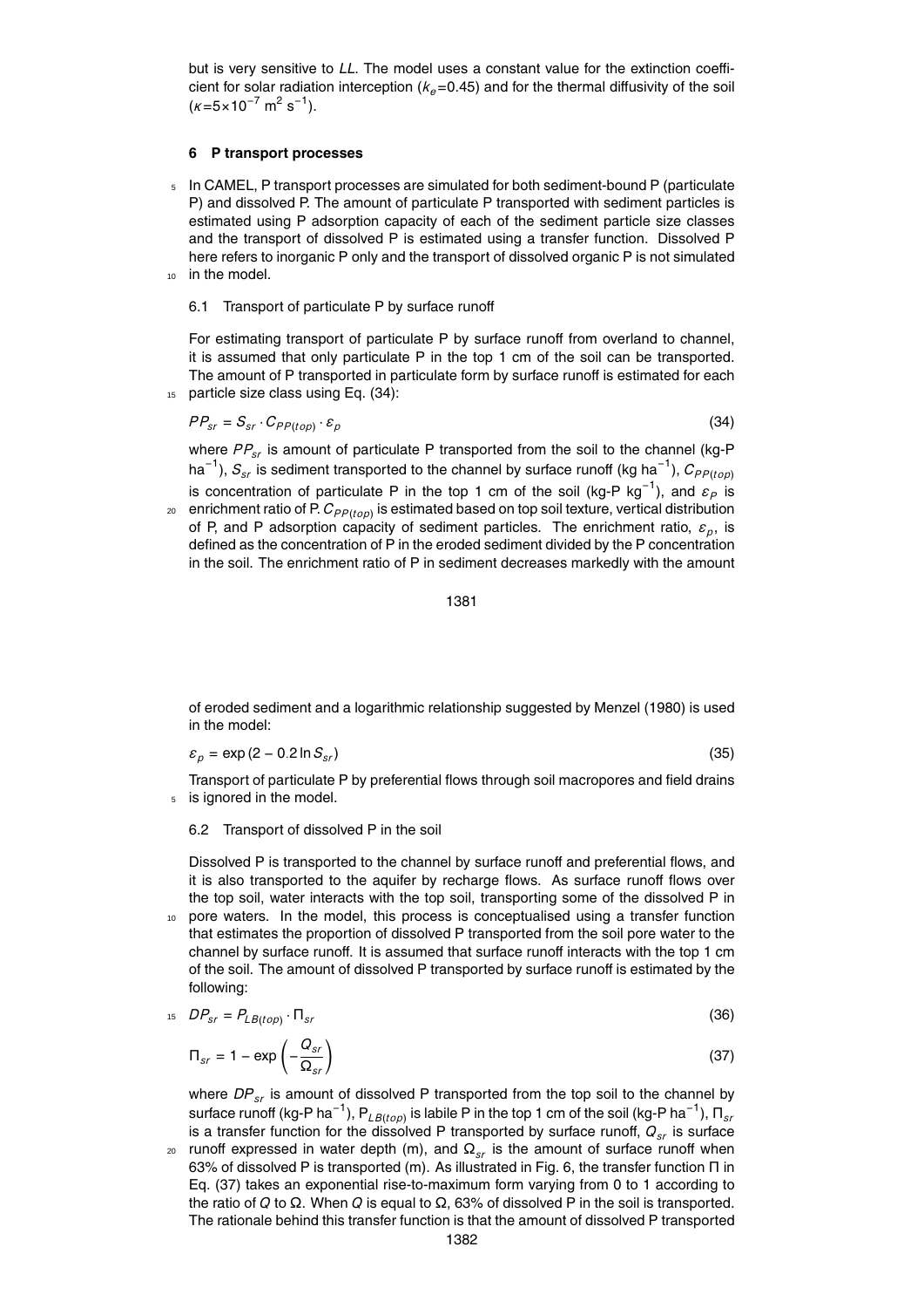but is very sensitive to $LL$. The model uses a constant value for the extinction coefficient for solar radiation interception ($k_e$=0.45) and for the thermal diffusivity of the soil ($\kappa$=5×10$^{-7}$ m$^2$ s$^{-1}$).

## 6 P transport processes

In CAMEL, P transport processes are simulated for both sediment-bound P (particulate P) and dissolved P. The amount of particulate P transported with sediment particles is estimated using P adsorption capacity of each of the sediment particle size classes and the transport of dissolved P is estimated using a transfer function. Dissolved P here refers to inorganic P only and the transport of dissolved organic P is not simulated in the model.

### 6.1 Transport of particulate P by surface runoff

For estimating transport of particulate P by surface runoff from overland to channel, it is assumed that only particulate P in the top 1 cm of the soil can be transported. The amount of P transported in particulate form by surface runoff is estimated for each particle size class using Eq. (34):

$$PP_{sr} = S_{sr} \cdot C_{PP(top)} \cdot \varepsilon_p \tag{34}$$

where $PP_{sr}$ is amount of particulate P transported from the soil to the channel (kg-P ha$^{-1}$), $S_{sr}$ is sediment transported to the channel by surface runoff (kg ha$^{-1}$), $C_{PP(top)}$ is concentration of particulate P in the top 1 cm of the soil (kg-P kg$^{-1}$), and $\varepsilon_P$ is enrichment ratio of P. $C_{PP(top)}$ is estimated based on top soil texture, vertical distribution of P, and P adsorption capacity of sediment particles. The enrichment ratio, $\varepsilon_p$, is defined as the concentration of P in the eroded sediment divided by the P concentration in the soil. The enrichment ratio of P in sediment decreases markedly with the amount of eroded sediment and a logarithmic relationship suggested by Menzel (1980) is used in the model:

$$\varepsilon_p = \exp(2 - 0.2 \ln S_{sr}) \tag{35}$$

Transport of particulate P by preferential flows through soil macropores and field drains is ignored in the model.

### 6.2 Transport of dissolved P in the soil

Dissolved P is transported to the channel by surface runoff and preferential flows, and it is also transported to the aquifer by recharge flows. As surface runoff flows over the top soil, water interacts with the top soil, transporting some of the dissolved P in pore waters. In the model, this process is conceptualised using a transfer function that estimates the proportion of dissolved P transported from the soil pore water to the channel by surface runoff. It is assumed that surface runoff interacts with the top 1 cm of the soil. The amount of dissolved P transported by surface runoff is estimated by the following:

$$DP_{sr} = P_{LB(top)} \cdot \Pi_{sr} \tag{36}$$

$$\Pi_{sr} = 1 - \exp\left(-\frac{Q_{sr}}{\Omega_{sr}}\right) \tag{37}$$

where $DP_{sr}$ is amount of dissolved P transported from the top soil to the channel by surface runoff (kg-P ha$^{-1}$), $P_{LB(top)}$ is labile P in the top 1 cm of the soil (kg-P ha$^{-1}$), $\Pi_{sr}$ is a transfer function for the dissolved P transported by surface runoff, $Q_{sr}$ is surface runoff expressed in water depth (m), and $\Omega_{sr}$ is the amount of surface runoff when 63% of dissolved P is transported (m). As illustrated in Fig. 6, the transfer function $\Pi$ in Eq. (37) takes an exponential rise-to-maximum form varying from 0 to 1 according to the ratio of $Q$ to $\Omega$. When $Q$ is equal to $\Omega$, 63% of dissolved P in the soil is transported. The rationale behind this transfer function is that the amount of dissolved P transported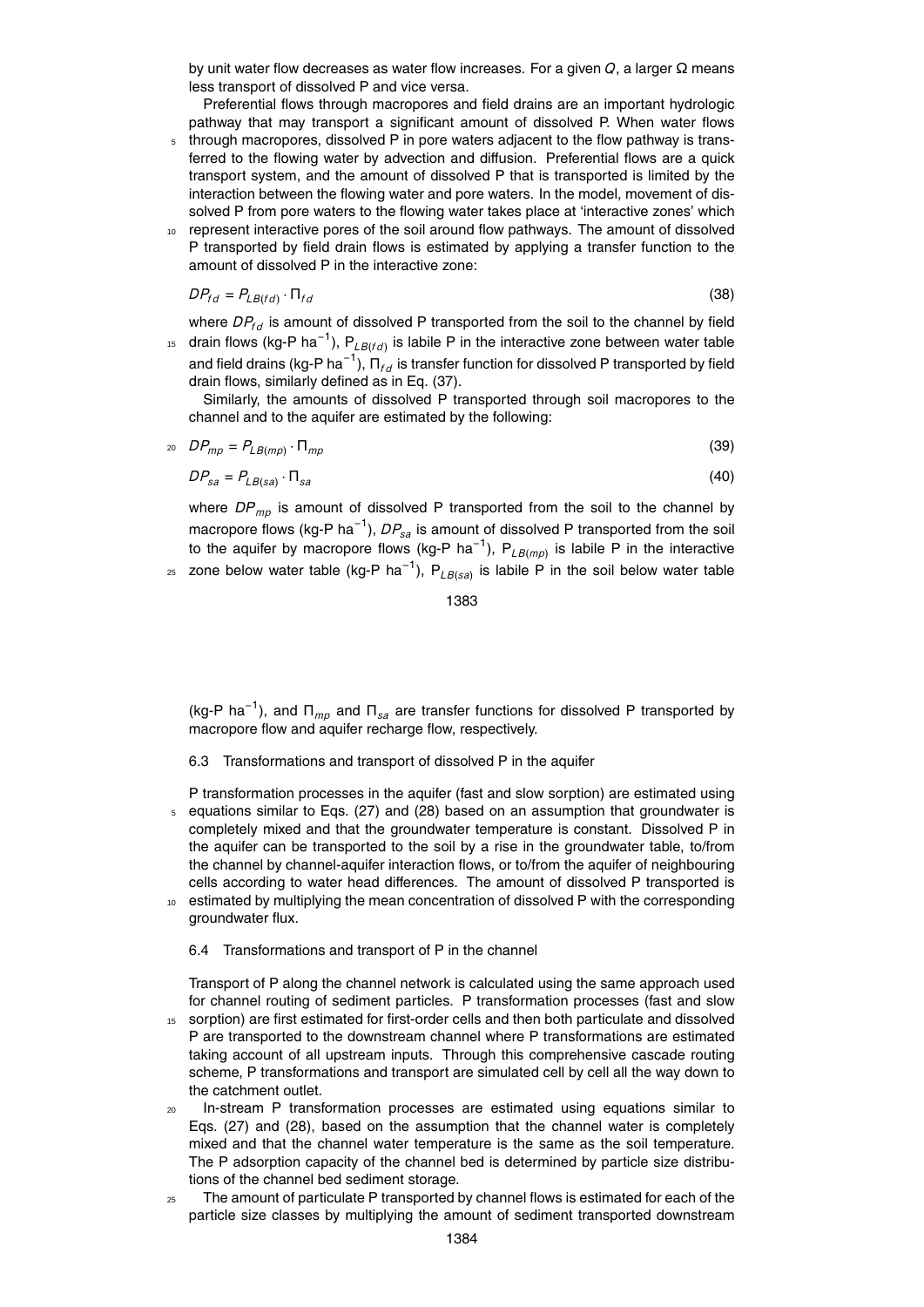by unit water flow decreases as water flow increases. For a given $Q$, a larger $\Omega$ means less transport of dissolved P and vice versa.

Preferential flows through macropores and field drains are an important hydrologic pathway that may transport a significant amount of dissolved P. When water flows through macropores, dissolved P in pore waters adjacent to the flow pathway is transferred to the flowing water by advection and diffusion. Preferential flows are a quick transport system, and the amount of dissolved P that is transported is limited by the interaction between the flowing water and pore waters. In the model, movement of dissolved P from pore waters to the flowing water takes place at 'interactive zones' which represent interactive pores of the soil around flow pathways. The amount of dissolved P transported by field drain flows is estimated by applying a transfer function to the amount of dissolved P in the interactive zone:

$$DP_{fd} = P_{LB(fd)} \cdot \Pi_{fd} \tag{38}$$

where $DP_{fd}$ is amount of dissolved P transported from the soil to the channel by field drain flows (kg-P ha$^{-1}$), $P_{LB(fd)}$ is labile P in the interactive zone between water table and field drains (kg-P ha$^{-1}$), $\Pi_{fd}$ is transfer function for dissolved P transported by field drain flows, similarly defined as in Eq. (37).

Similarly, the amounts of dissolved P transported through soil macropores to the channel and to the aquifer are estimated by the following:

$$DP_{mp} = P_{LB(mp)} \cdot \Pi_{mp} \tag{39}$$

$$DP_{sa} = P_{LB(sa)} \cdot \Pi_{sa} \tag{40}$$

where $DP_{mp}$ is amount of dissolved P transported from the soil to the channel by macropore flows (kg-P ha$^{-1}$), $DP_{sa}$ is amount of dissolved P transported from the soil to the aquifer by macropore flows (kg-P ha$^{-1}$), $P_{LB(mp)}$ is labile P in the interactive zone below water table (kg-P ha$^{-1}$), $P_{LB(sa)}$ is labile P in the soil below water table (kg-P ha$^{-1}$), and $\Pi_{mp}$ and $\Pi_{sa}$ are transfer functions for dissolved P transported by macropore flow and aquifer recharge flow, respectively.

### 6.3 Transformations and transport of dissolved P in the aquifer

P transformation processes in the aquifer (fast and slow sorption) are estimated using equations similar to Eqs. (27) and (28) based on an assumption that groundwater is completely mixed and that the groundwater temperature is constant. Dissolved P in the aquifer can be transported to the soil by a rise in the groundwater table, to/from the channel by channel-aquifer interaction flows, or to/from the aquifer of neighbouring cells according to water head differences. The amount of dissolved P transported is estimated by multiplying the mean concentration of dissolved P with the corresponding groundwater flux.

### 6.4 Transformations and transport of P in the channel

Transport of P along the channel network is calculated using the same approach used for channel routing of sediment particles. P transformation processes (fast and slow sorption) are first estimated for first-order cells and then both particulate and dissolved P are transported to the downstream channel where P transformations are estimated taking account of all upstream inputs. Through this comprehensive cascade routing scheme, P transformations and transport are simulated cell by cell all the way down to the catchment outlet.

In-stream P transformation processes are estimated using equations similar to Eqs. (27) and (28), based on the assumption that the channel water is completely mixed and that the channel water temperature is the same as the soil temperature. The P adsorption capacity of the channel bed is determined by particle size distributions of the channel bed sediment storage.

The amount of particulate P transported by channel flows is estimated for each of the particle size classes by multiplying the amount of sediment transported downstream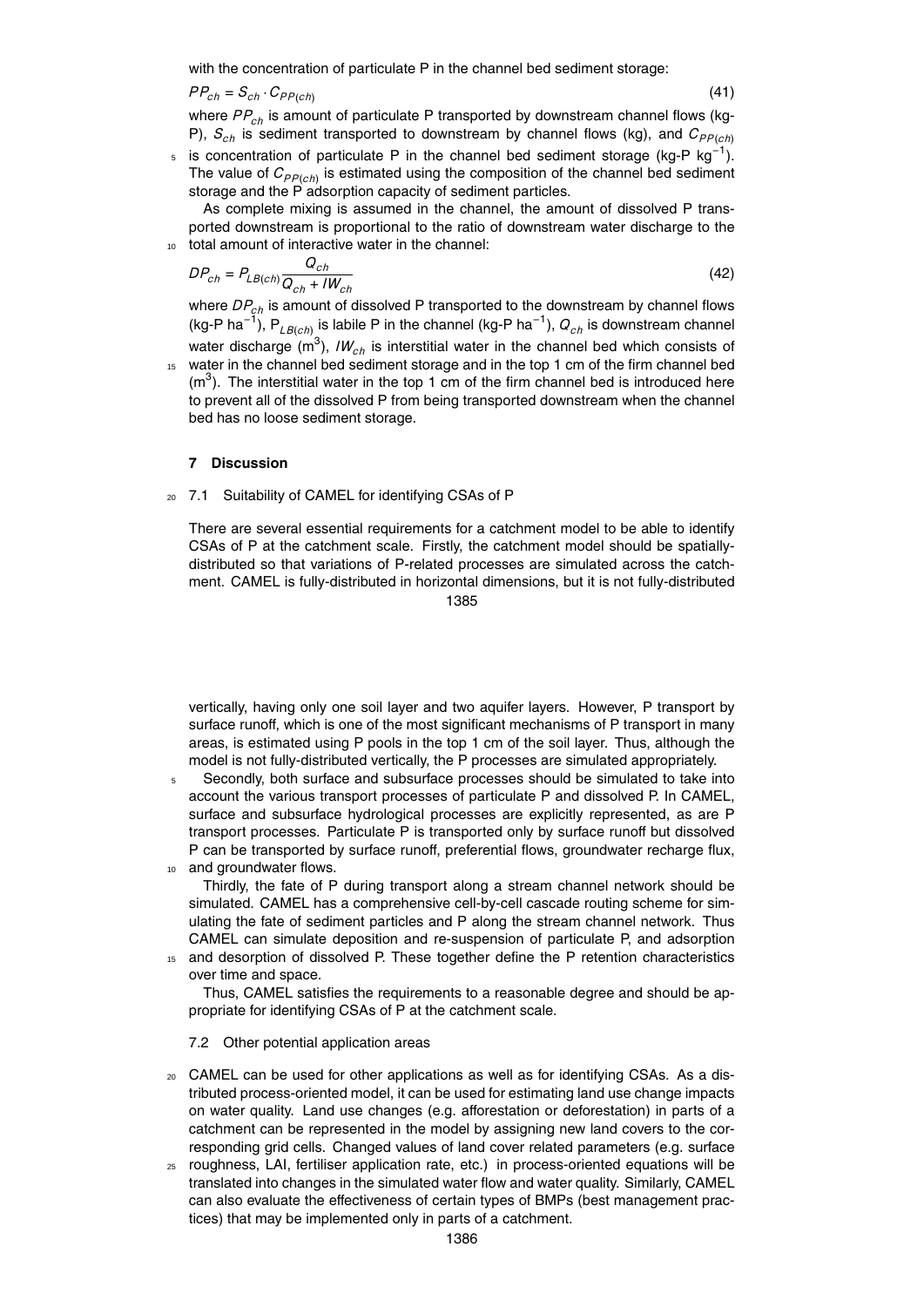with the concentration of particulate P in the channel bed sediment storage:

$$PP_{ch} = S_{ch} \cdot C_{PP(ch)} \tag{41}$$

where $PP_{ch}$ is amount of particulate P transported by downstream channel flows (kg-P), $S_{ch}$ is sediment transported to downstream by channel flows (kg), and $C_{PP(ch)}$ is concentration of particulate P in the channel bed sediment storage (kg-P kg$^{-1}$). The value of $C_{PP(ch)}$ is estimated using the composition of the channel bed sediment storage and the P adsorption capacity of sediment particles.

As complete mixing is assumed in the channel, the amount of dissolved P transported downstream is proportional to the ratio of downstream water discharge to the total amount of interactive water in the channel:

$$DP_{ch} = P_{LB(ch)} \frac{Q_{ch}}{Q_{ch} + IW_{ch}} \tag{42}$$

where $DP_{ch}$ is amount of dissolved P transported to the downstream by channel flows (kg-P ha$^{-1}$), $P_{LB(ch)}$ is labile P in the channel (kg-P ha$^{-1}$), $Q_{ch}$ is downstream channel water discharge (m$^3$), $IW_{ch}$ is interstitial water in the channel bed which consists of water in the channel bed sediment storage and in the top 1 cm of the firm channel bed (m$^3$). The interstitial water in the top 1 cm of the firm channel bed is introduced here to prevent all of the dissolved P from being transported downstream when the channel bed has no loose sediment storage.

## 7 Discussion

### 7.1 Suitability of CAMEL for identifying CSAs of P

There are several essential requirements for a catchment model to be able to identify CSAs of P at the catchment scale. Firstly, the catchment model should be spatially-distributed so that variations of P-related processes are simulated across the catchment. CAMEL is fully-distributed in horizontal dimensions, but it is not fully-distributed vertically, having only one soil layer and two aquifer layers. However, P transport by surface runoff, which is one of the most significant mechanisms of P transport in many areas, is estimated using P pools in the top 1 cm of the soil layer. Thus, although the model is not fully-distributed vertically, the P processes are simulated appropriately.

Secondly, both surface and subsurface processes should be simulated to take into account the various transport processes of particulate P and dissolved P. In CAMEL, surface and subsurface hydrological processes are explicitly represented, as are P transport processes. Particulate P is transported only by surface runoff but dissolved P can be transported by surface runoff, preferential flows, groundwater recharge flux, and groundwater flows.

Thirdly, the fate of P during transport along a stream channel network should be simulated. CAMEL has a comprehensive cell-by-cell cascade routing scheme for simulating the fate of sediment particles and P along the stream channel network. Thus CAMEL can simulate deposition and re-suspension of particulate P, and adsorption and desorption of dissolved P. These together define the P retention characteristics over time and space.

Thus, CAMEL satisfies the requirements to a reasonable degree and should be appropriate for identifying CSAs of P at the catchment scale.

### 7.2 Other potential application areas

CAMEL can be used for other applications as well as for identifying CSAs. As a distributed process-oriented model, it can be used for estimating land use change impacts on water quality. Land use changes (e.g. afforestation or deforestation) in parts of a catchment can be represented in the model by assigning new land covers to the corresponding grid cells. Changed values of land cover related parameters (e.g. surface roughness, LAI, fertiliser application rate, etc.) in process-oriented equations will be translated into changes in the simulated water flow and water quality. Similarly, CAMEL can also evaluate the effectiveness of certain types of BMPs (best management practices) that may be implemented only in parts of a catchment.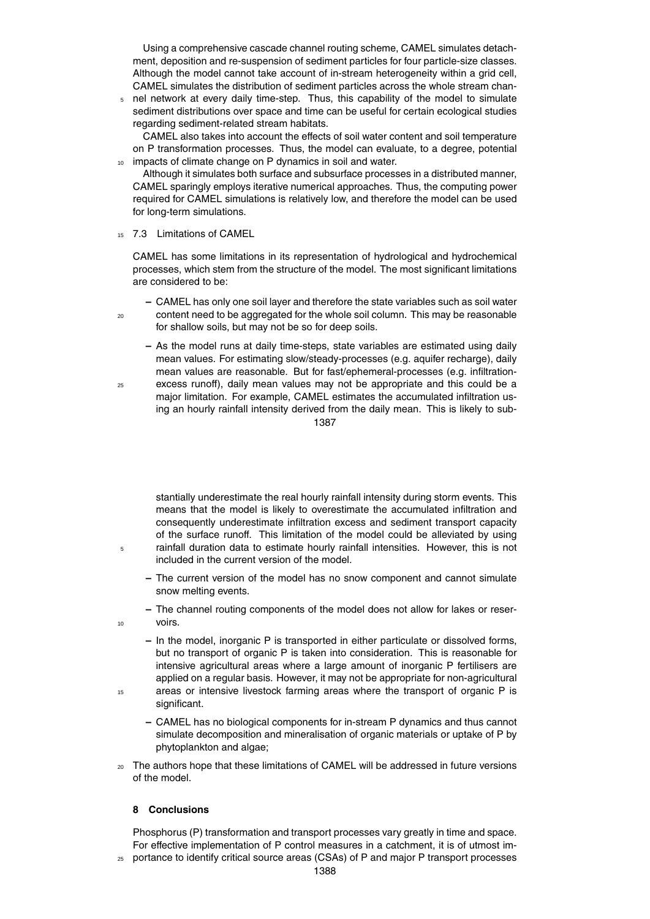Using a comprehensive cascade channel routing scheme, CAMEL simulates detachment, deposition and re-suspension of sediment particles for four particle-size classes. Although the model cannot take account of in-stream heterogeneity within a grid cell, CAMEL simulates the distribution of sediment particles across the whole stream channel network at every daily time-step. Thus, this capability of the model to simulate sediment distributions over space and time can be useful for certain ecological studies regarding sediment-related stream habitats.

CAMEL also takes into account the effects of soil water content and soil temperature on P transformation processes. Thus, the model can evaluate, to a degree, potential impacts of climate change on P dynamics in soil and water.

Although it simulates both surface and subsurface processes in a distributed manner, CAMEL sparingly employs iterative numerical approaches. Thus, the computing power required for CAMEL simulations is relatively low, and therefore the model can be used for long-term simulations.

### 7.3 Limitations of CAMEL

CAMEL has some limitations in its representation of hydrological and hydrochemical processes, which stem from the structure of the model. The most significant limitations are considered to be:

- CAMEL has only one soil layer and therefore the state variables such as soil water content need to be aggregated for the whole soil column. This may be reasonable for shallow soils, but may not be so for deep soils.
- As the model runs at daily time-steps, state variables are estimated using daily mean values. For estimating slow/steady-processes (e.g. aquifer recharge), daily mean values are reasonable. But for fast/ephemeral-processes (e.g. infiltration-excess runoff), daily mean values may not be appropriate and this could be a major limitation. For example, CAMEL estimates the accumulated infiltration using an hourly rainfall intensity derived from the daily mean. This is likely to substantially underestimate the real hourly rainfall intensity during storm events. This means that the model is likely to overestimate the accumulated infiltration and consequently underestimate infiltration excess and sediment transport capacity of the surface runoff. This limitation of the model could be alleviated by using rainfall duration data to estimate hourly rainfall intensities. However, this is not included in the current version of the model.
- The current version of the model has no snow component and cannot simulate snow melting events.
- The channel routing components of the model does not allow for lakes or reservoirs.
- In the model, inorganic P is transported in either particulate or dissolved forms, but no transport of organic P is taken into consideration. This is reasonable for intensive agricultural areas where a large amount of inorganic P fertilisers are applied on a regular basis. However, it may not be appropriate for non-agricultural areas or intensive livestock farming areas where the transport of organic P is significant.
- CAMEL has no biological components for in-stream P dynamics and thus cannot simulate decomposition and mineralisation of organic materials or uptake of P by phytoplankton and algae;

The authors hope that these limitations of CAMEL will be addressed in future versions of the model.

## 8 Conclusions

Phosphorus (P) transformation and transport processes vary greatly in time and space. For effective implementation of P control measures in a catchment, it is of utmost importance to identify critical source areas (CSAs) of P and major P transport processes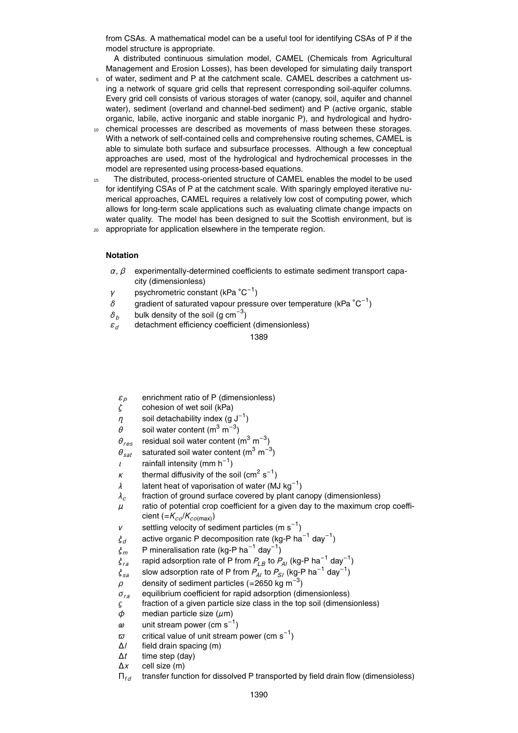from CSAs. A mathematical model can be a useful tool for identifying CSAs of P if the model structure is appropriate.

A distributed continuous simulation model, CAMEL (Chemicals from Agricultural Management and Erosion Losses), has been developed for simulating daily transport of water, sediment and P at the catchment scale. CAMEL describes a catchment using a network of square grid cells that represent corresponding soil-aquifer columns. Every grid cell consists of various storages of water (canopy, soil, aquifer and channel water), sediment (overland and channel-bed sediment) and P (active organic, stable organic, labile, active inorganic and stable inorganic P), and hydrological and hydrochemical processes are described as movements of mass between these storages. With a network of self-contained cells and comprehensive routing schemes, CAMEL is able to simulate both surface and subsurface processes. Although a few conceptual approaches are used, most of the hydrological and hydrochemical processes in the model are represented using process-based equations.

The distributed, process-oriented structure of CAMEL enables the model to be used for identifying CSAs of P at the catchment scale. With sparingly employed iterative numerical approaches, CAMEL requires a relatively low cost of computing power, which allows for long-term scale applications such as evaluating climate change impacts on water quality. The model has been designed to suit the Scottish environment, but is appropriate for application elsewhere in the temperate region.

**Notation**

- $\alpha$, $\beta$ experimentally-determined coefficients to estimate sediment transport capacity (dimensionless)
- $\gamma$ psychrometric constant (kPa °C$^{-1}$)
- $\delta$ gradient of saturated vapour pressure over temperature (kPa °C$^{-1}$)
- $\delta_b$ bulk density of the soil (g cm$^{-3}$)
- $\varepsilon_d$ detachment efficiency coefficient (dimensionless)
- $\varepsilon_P$ enrichment ratio of P (dimensionless)
- $\zeta$ cohesion of wet soil (kPa)
- $\eta$ soil detachability index (g J$^{-1}$)
- $\theta$ soil water content (m$^3$ m$^{-3}$)
- $\theta_{res}$ residual soil water content (m$^3$ m$^{-3}$)
- $\theta_{sat}$ saturated soil water content (m$^3$ m$^{-3}$)
- $\iota$ rainfall intensity (mm h$^{-1}$)
- $\kappa$ thermal diffusivity of the soil (cm$^2$ s$^{-1}$)
- $\lambda$ latent heat of vaporisation of water (MJ kg$^{-1}$)
- $\lambda_c$ fraction of ground surface covered by plant canopy (dimensionless)
- $\mu$ ratio of potential crop coefficient for a given day to the maximum crop coefficient ($=K_{co}/K_{co(\max)}$)
- $\nu$ settling velocity of sediment particles (m s$^{-1}$)
- $\xi_d$ active organic P decomposition rate (kg-P ha$^{-1}$ day$^{-1}$)
- $\xi_m$ P mineralisation rate (kg-P ha$^{-1}$ day$^{-1}$)
- $\xi_{ra}$ rapid adsorption rate of P from $P_{LB}$ to $P_{AI}$ (kg-P ha$^{-1}$ day$^{-1}$)
- $\xi_{sa}$ slow adsorption rate of P from $P_{AI}$ to $P_{SI}$ (kg-P ha$^{-1}$ day$^{-1}$)
- $\rho$ density of sediment particles (=2650 kg m$^{-3}$)
- $\sigma_{ra}$ equilibrium coefficient for rapid adsorption (dimensionless)
- $\varsigma$ fraction of a given particle size class in the top soil (dimensionless)
- $\phi$ median particle size ($\mu$m)
- $\omega$ unit stream power (cm s$^{-1}$)
- $\varpi$ critical value of unit stream power (cm s$^{-1}$)
- $\Delta l$ field drain spacing (m)
- $\Delta t$ time step (day)
- $\Delta x$ cell size (m)
- $\Pi_{fd}$ transfer function for dissolved P transported by field drain flow (dimensioless)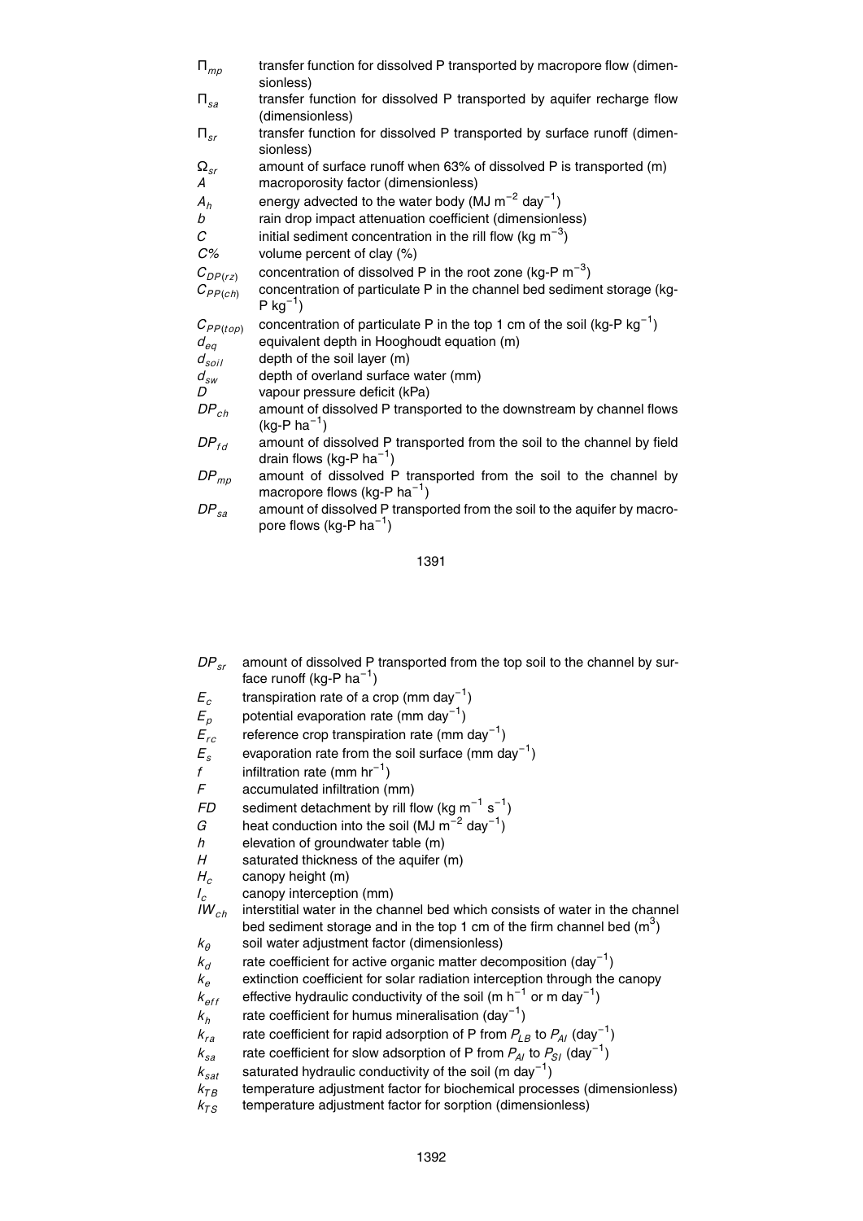$\Pi_{mp}$ transfer function for dissolved P transported by macropore flow (dimensionless)

$\Pi_{sa}$ transfer function for dissolved P transported by aquifer recharge flow (dimensionless)

$\Pi_{sr}$ transfer function for dissolved P transported by surface runoff (dimensionless)

$\Omega_{sr}$ amount of surface runoff when 63% of dissolved P is transported (m)

$A$ macroporosity factor (dimensionless)

$A_h$ energy advected to the water body (MJ $m^{-2}$ $day^{-1}$)

$b$ rain drop impact attenuation coefficient (dimensionless)

$C$ initial sediment concentration in the rill flow (kg $m^{-3}$)

$C\%$ volume percent of clay (%)

$C_{DP(rz)}$ concentration of dissolved P in the root zone (kg-P $m^{-3}$)

$C_{PP(ch)}$ concentration of particulate P in the channel bed sediment storage (kg-P $kg^{-1}$)

$C_{PP(top)}$ concentration of particulate P in the top 1 cm of the soil (kg-P $kg^{-1}$)

$d_{eq}$ equivalent depth in Hooghoudt equation (m)

$d_{soil}$ depth of the soil layer (m)

$d_{sw}$ depth of overland surface water (mm)

$D$ vapour pressure deficit (kPa)

$DP_{ch}$ amount of dissolved P transported to the downstream by channel flows (kg-P $ha^{-1}$)

$DP_{fd}$ amount of dissolved P transported from the soil to the channel by field drain flows (kg-P $ha^{-1}$)

$DP_{mp}$ amount of dissolved P transported from the soil to the channel by macropore flows (kg-P $ha^{-1}$)

$DP_{sa}$ amount of dissolved P transported from the soil to the aquifer by macropore flows (kg-P $ha^{-1}$)

$DP_{sr}$ amount of dissolved P transported from the top soil to the channel by surface runoff (kg-P $ha^{-1}$)

$E_c$ transpiration rate of a crop (mm $day^{-1}$)

$E_p$ potential evaporation rate (mm $day^{-1}$)

$E_{rc}$ reference crop transpiration rate (mm $day^{-1}$)

$E_s$ evaporation rate from the soil surface (mm $day^{-1}$)

$f$ infiltration rate (mm $hr^{-1}$)

$F$ accumulated infiltration (mm)

$FD$ sediment detachment by rill flow (kg $m^{-1}$ $s^{-1}$)

$G$ heat conduction into the soil (MJ $m^{-2}$ $day^{-1}$)

$h$ elevation of groundwater table (m)

$H$ saturated thickness of the aquifer (m)

$H_c$ canopy height (m)

$I_c$ canopy interception (mm)

$IW_{ch}$ interstitial water in the channel bed which consists of water in the channel bed sediment storage and in the top 1 cm of the firm channel bed ($m^3$)

$k_\theta$ soil water adjustment factor (dimensionless)

$k_d$ rate coefficient for active organic matter decomposition ($day^{-1}$)

$k_e$ extinction coefficient for solar radiation interception through the canopy

$k_{eff}$ effective hydraulic conductivity of the soil (m $h^{-1}$ or m $day^{-1}$)

$k_h$ rate coefficient for humus mineralisation ($day^{-1}$)

$k_{ra}$ rate coefficient for rapid adsorption of P from $P_{LB}$ to $P_{AI}$ ($day^{-1}$)

$k_{sa}$ rate coefficient for slow adsorption of P from $P_{AI}$ to $P_{SI}$ ($day^{-1}$)

$k_{sat}$ saturated hydraulic conductivity of the soil (m $day^{-1}$)

$k_{TB}$ temperature adjustment factor for biochemical processes (dimensionless)

$k_{TS}$ temperature adjustment factor for sorption (dimensionless)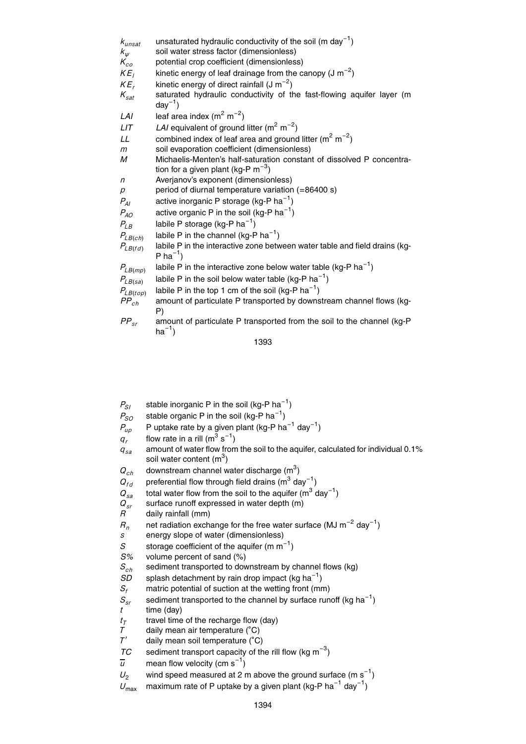$k_{unsat}$ unsaturated hydraulic conductivity of the soil (m day$^{-1}$)
$k_{\psi}$ soil water stress factor (dimensionless)
$K_{co}$ potential crop coefficient (dimensionless)
$KE_l$ kinetic energy of leaf drainage from the canopy (J m$^{-2}$)
$KE_r$ kinetic energy of direct rainfall (J m$^{-2}$)
$K_{sat}$ saturated hydraulic conductivity of the fast-flowing aquifer layer (m day$^{-1}$)
$LAI$ leaf area index (m$^2$ m$^{-2}$)
$LIT$ $LAI$ equivalent of ground litter (m$^2$ m$^{-2}$)
$LL$ combined index of leaf area and ground litter (m$^2$ m$^{-2}$)
$m$ soil evaporation coefficient (dimensionless)
$M$ Michaelis-Menten's half-saturation constant of dissolved P concentration for a given plant (kg-P m$^{-3}$)
$n$ Averjanov's exponent (dimensionless)
$p$ period of diurnal temperature variation (=86400 s)
$P_{AI}$ active inorganic P storage (kg-P ha$^{-1}$)
$P_{AO}$ active organic P in the soil (kg-P ha$^{-1}$)
$P_{LB}$ labile P storage (kg-P ha$^{-1}$)
$P_{LB(ch)}$ labile P in the channel (kg-P ha$^{-1}$)
$P_{LB(fd)}$ labile P in the interactive zone between water table and field drains (kg-P ha$^{-1}$)
$P_{LB(mp)}$ labile P in the interactive zone below water table (kg-P ha$^{-1}$)
$P_{LB(sa)}$ labile P in the soil below water table (kg-P ha$^{-1}$)
$P_{LB(top)}$ labile P in the top 1 cm of the soil (kg-P ha$^{-1}$)
$PP_{ch}$ amount of particulate P transported by downstream channel flows (kg-P)
$PP_{sr}$ amount of particulate P transported from the soil to the channel (kg-P ha$^{-1}$)

$P_{SI}$ stable inorganic P in the soil (kg-P ha$^{-1}$)
$P_{SO}$ stable organic P in the soil (kg-P ha$^{-1}$)
$P_{up}$ P uptake rate by a given plant (kg-P ha$^{-1}$ day$^{-1}$)
$q_r$ flow rate in a rill (m$^3$ s$^{-1}$)
$q_{sa}$ amount of water flow from the soil to the aquifer, calculated for individual 0.1% soil water content (m$^3$)
$Q_{ch}$ downstream channel water discharge (m$^3$)
$Q_{fd}$ preferential flow through field drains (m$^3$ day$^{-1}$)
$Q_{sa}$ total water flow from the soil to the aquifer (m$^3$ day$^{-1}$)
$Q_{sr}$ surface runoff expressed in water depth (m)
$R$ daily rainfall (mm)
$R_n$ net radiation exchange for the free water surface (MJ m$^{-2}$ day$^{-1}$)
$s$ energy slope of water (dimensionless)
$S$ storage coefficient of the aquifer (m m$^{-1}$)
$S\%$ volume percent of sand (%)
$S_{ch}$ sediment transported to downstream by channel flows (kg)
$SD$ splash detachment by rain drop impact (kg ha$^{-1}$)
$S_f$ matric potential of suction at the wetting front (mm)
$S_{sr}$ sediment transported to the channel by surface runoff (kg ha$^{-1}$)
$t$ time (day)
$t_T$ travel time of the recharge flow (day)
$T$ daily mean air temperature (°C)
$T'$ daily mean soil temperature (°C)
$TC$ sediment transport capacity of the rill flow (kg m$^{-3}$)
$\overline{u}$ mean flow velocity (cm s$^{-1}$)
$U_2$ wind speed measured at 2 m above the ground surface (m s$^{-1}$)
$U_{\max}$ maximum rate of P uptake by a given plant (kg-P ha$^{-1}$ day$^{-1}$)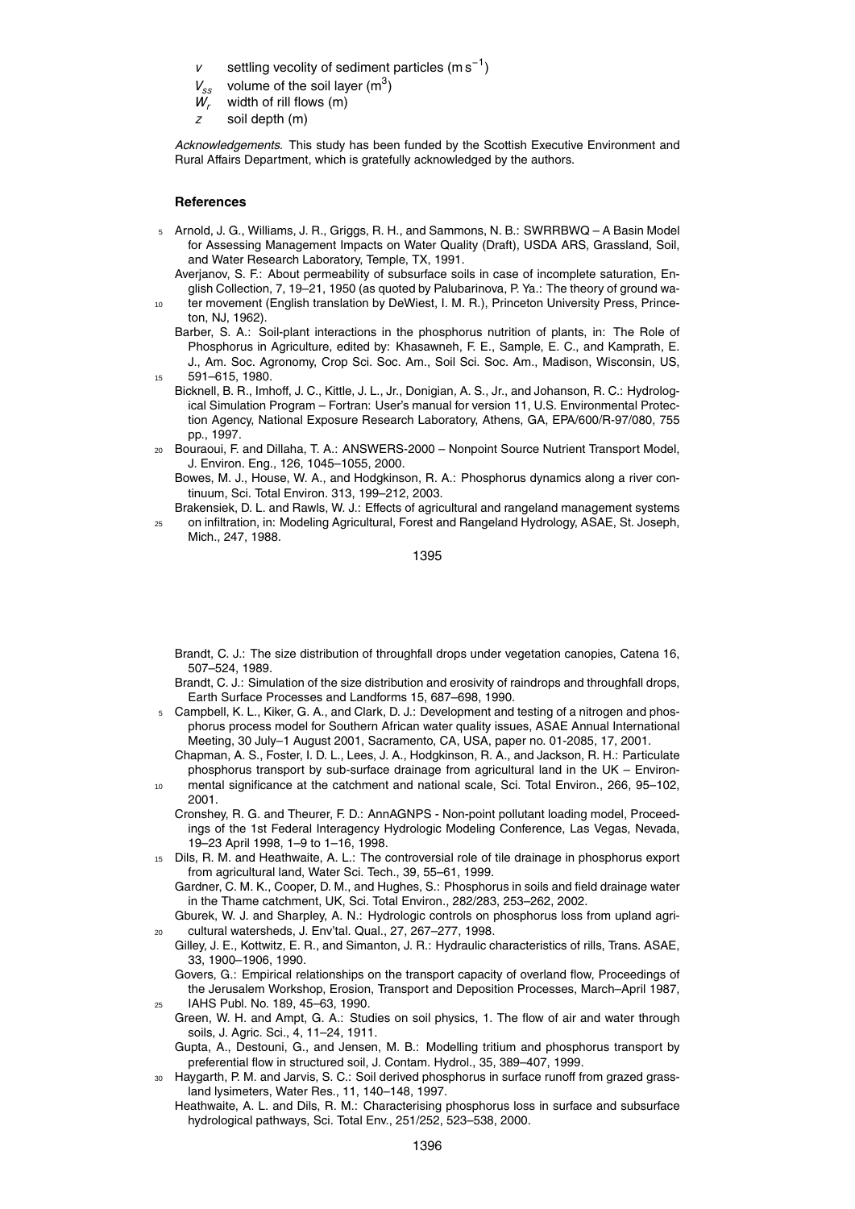$v$ settling vecolity of sediment particles ($m\,s^{-1}$)

$V_{ss}$ volume of the soil layer ($m^3$)

$W_r$ width of rill flows (m)

$z$ soil depth (m)

*Acknowledgements.* This study has been funded by the Scottish Executive Environment and Rural Affairs Department, which is gratefully acknowledged by the authors.

## References

Arnold, J. G., Williams, J. R., Griggs, R. H., and Sammons, N. B.: SWRRBWQ – A Basin Model for Assessing Management Impacts on Water Quality (Draft), USDA ARS, Grassland, Soil, and Water Research Laboratory, Temple, TX, 1991.

Averjanov, S. F.: About permeability of subsurface soils in case of incomplete saturation, English Collection, 7, 19–21, 1950 (as quoted by Palubarinova, P. Ya.: The theory of ground water movement (English translation by DeWiest, I. M. R.), Princeton University Press, Princeton, NJ, 1962).

Barber, S. A.: Soil-plant interactions in the phosphorus nutrition of plants, in: The Role of Phosphorus in Agriculture, edited by: Khasawneh, F. E., Sample, E. C., and Kamprath, E. J., Am. Soc. Agronomy, Crop Sci. Soc. Am., Soil Sci. Soc. Am., Madison, Wisconsin, US, 591–615, 1980.

Bicknell, B. R., Imhoff, J. C., Kittle, J. L., Jr., Donigian, A. S., Jr., and Johanson, R. C.: Hydrological Simulation Program – Fortran: User's manual for version 11, U.S. Environmental Protection Agency, National Exposure Research Laboratory, Athens, GA, EPA/600/R-97/080, 755 pp., 1997.

Bouraoui, F. and Dillaha, T. A.: ANSWERS-2000 – Nonpoint Source Nutrient Transport Model, J. Environ. Eng., 126, 1045–1055, 2000.

Bowes, M. J., House, W. A., and Hodgkinson, R. A.: Phosphorus dynamics along a river continuum, Sci. Total Environ. 313, 199–212, 2003.

Brakensiek, D. L. and Rawls, W. J.: Effects of agricultural and rangeland management systems on infiltration, in: Modeling Agricultural, Forest and Rangeland Hydrology, ASAE, St. Joseph, Mich., 247, 1988.

Brandt, C. J.: The size distribution of throughfall drops under vegetation canopies, Catena 16, 507–524, 1989.

Brandt, C. J.: Simulation of the size distribution and erosivity of raindrops and throughfall drops, Earth Surface Processes and Landforms 15, 687–698, 1990.

Campbell, K. L., Kiker, G. A., and Clark, D. J.: Development and testing of a nitrogen and phosphorus process model for Southern African water quality issues, ASAE Annual International Meeting, 30 July–1 August 2001, Sacramento, CA, USA, paper no. 01-2085, 17, 2001.

Chapman, A. S., Foster, I. D. L., Lees, J. A., Hodgkinson, R. A., and Jackson, R. H.: Particulate phosphorus transport by sub-surface drainage from agricultural land in the UK – Environmental significance at the catchment and national scale, Sci. Total Environ., 266, 95–102, 2001.

Cronshey, R. G. and Theurer, F. D.: AnnAGNPS - Non-point pollutant loading model, Proceedings of the 1st Federal Interagency Hydrologic Modeling Conference, Las Vegas, Nevada, 19–23 April 1998, 1–9 to 1–16, 1998.

Dils, R. M. and Heathwaite, A. L.: The controversial role of tile drainage in phosphorus export from agricultural land, Water Sci. Tech., 39, 55–61, 1999.

Gardner, C. M. K., Cooper, D. M., and Hughes, S.: Phosphorus in soils and field drainage water in the Thame catchment, UK, Sci. Total Environ., 282/283, 253–262, 2002.

Gburek, W. J. and Sharpley, A. N.: Hydrologic controls on phosphorus loss from upland agricultural watersheds, J. Env'tal. Qual., 27, 267–277, 1998.

Gilley, J. E., Kottwitz, E. R., and Simanton, J. R.: Hydraulic characteristics of rills, Trans. ASAE, 33, 1900–1906, 1990.

Govers, G.: Empirical relationships on the transport capacity of overland flow, Proceedings of the Jerusalem Workshop, Erosion, Transport and Deposition Processes, March–April 1987, IAHS Publ. No. 189, 45–63, 1990.

Green, W. H. and Ampt, G. A.: Studies on soil physics, 1. The flow of air and water through soils, J. Agric. Sci., 4, 11–24, 1911.

Gupta, A., Destouni, G., and Jensen, M. B.: Modelling tritium and phosphorus transport by preferential flow in structured soil, J. Contam. Hydrol., 35, 389–407, 1999.

Haygarth, P. M. and Jarvis, S. C.: Soil derived phosphorus in surface runoff from grazed grassland lysimeters, Water Res., 11, 140–148, 1997.

Heathwaite, A. L. and Dils, R. M.: Characterising phosphorus loss in surface and subsurface hydrological pathways, Sci. Total Env., 251/252, 523–538, 2000.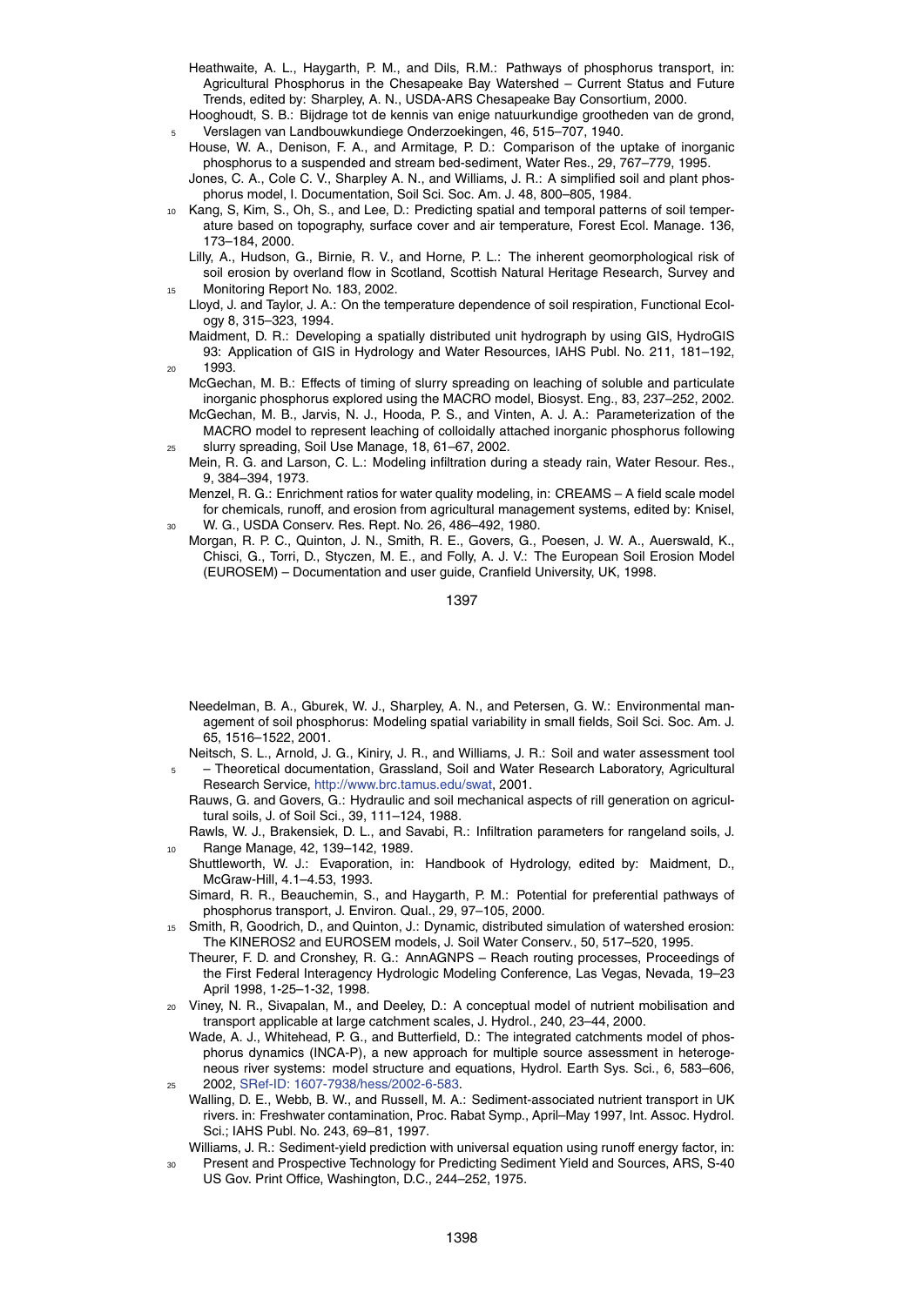Heathwaite, A. L., Haygarth, P. M., and Dils, R.M.: Pathways of phosphorus transport, in: Agricultural Phosphorus in the Chesapeake Bay Watershed – Current Status and Future Trends, edited by: Sharpley, A. N., USDA-ARS Chesapeake Bay Consortium, 2000.

Hooghoudt, S. B.: Bijdrage tot de kennis van enige natuurkundige grootheden van de grond, Verslagen van Landbouwkundiege Onderzoekingen, 46, 515–707, 1940.

House, W. A., Denison, F. A., and Armitage, P. D.: Comparison of the uptake of inorganic phosphorus to a suspended and stream bed-sediment, Water Res., 29, 767–779, 1995.

Jones, C. A., Cole C. V., Sharpley A. N., and Williams, J. R.: A simplified soil and plant phosphorus model, I. Documentation, Soil Sci. Soc. Am. J. 48, 800–805, 1984.

Kang, S, Kim, S., Oh, S., and Lee, D.: Predicting spatial and temporal patterns of soil temperature based on topography, surface cover and air temperature, Forest Ecol. Manage. 136, 173–184, 2000.

Lilly, A., Hudson, G., Birnie, R. V., and Horne, P. L.: The inherent geomorphological risk of soil erosion by overland flow in Scotland, Scottish Natural Heritage Research, Survey and Monitoring Report No. 183, 2002.

Lloyd, J. and Taylor, J. A.: On the temperature dependence of soil respiration, Functional Ecology 8, 315–323, 1994.

Maidment, D. R.: Developing a spatially distributed unit hydrograph by using GIS, HydroGIS 93: Application of GIS in Hydrology and Water Resources, IAHS Publ. No. 211, 181–192, 1993.

McGechan, M. B.: Effects of timing of slurry spreading on leaching of soluble and particulate inorganic phosphorus explored using the MACRO model, Biosyst. Eng., 83, 237–252, 2002.

McGechan, M. B., Jarvis, N. J., Hooda, P. S., and Vinten, A. J. A.: Parameterization of the MACRO model to represent leaching of colloidally attached inorganic phosphorus following slurry spreading, Soil Use Manage, 18, 61–67, 2002.

Mein, R. G. and Larson, C. L.: Modeling infiltration during a steady rain, Water Resour. Res., 9, 384–394, 1973.

Menzel, R. G.: Enrichment ratios for water quality modeling, in: CREAMS – A field scale model for chemicals, runoff, and erosion from agricultural management systems, edited by: Knisel, W. G., USDA Conserv. Res. Rept. No. 26, 486–492, 1980.

Morgan, R. P. C., Quinton, J. N., Smith, R. E., Govers, G., Poesen, J. W. A., Auerswald, K., Chisci, G., Torri, D., Styczen, M. E., and Folly, A. J. V.: The European Soil Erosion Model (EUROSEM) – Documentation and user guide, Cranfield University, UK, 1998.

Needelman, B. A., Gburek, W. J., Sharpley, A. N., and Petersen, G. W.: Environmental management of soil phosphorus: Modeling spatial variability in small fields, Soil Sci. Soc. Am. J. 65, 1516–1522, 2001.

Neitsch, S. L., Arnold, J. G., Kiniry, J. R., and Williams, J. R.: Soil and water assessment tool – Theoretical documentation, Grassland, Soil and Water Research Laboratory, Agricultural Research Service, http://www.brc.tamus.edu/swat, 2001.

Rauws, G. and Govers, G.: Hydraulic and soil mechanical aspects of rill generation on agricultural soils, J. of Soil Sci., 39, 111–124, 1988.

Rawls, W. J., Brakensiek, D. L., and Savabi, R.: Infiltration parameters for rangeland soils, J. Range Manage, 42, 139–142, 1989.

Shuttleworth, W. J.: Evaporation, in: Handbook of Hydrology, edited by: Maidment, D., McGraw-Hill, 4.1–4.53, 1993.

Simard, R. R., Beauchemin, S., and Haygarth, P. M.: Potential for preferential pathways of phosphorus transport, J. Environ. Qual., 29, 97–105, 2000.

Smith, R, Goodrich, D., and Quinton, J.: Dynamic, distributed simulation of watershed erosion: The KINEROS2 and EUROSEM models, J. Soil Water Conserv., 50, 517–520, 1995.

Theurer, F. D. and Cronshey, R. G.: AnnAGNPS – Reach routing processes, Proceedings of the First Federal Interagency Hydrologic Modeling Conference, Las Vegas, Nevada, 19–23 April 1998, 1-25–1-32, 1998.

Viney, N. R., Sivapalan, M., and Deeley, D.: A conceptual model of nutrient mobilisation and transport applicable at large catchment scales, J. Hydrol., 240, 23–44, 2000.

Wade, A. J., Whitehead, P. G., and Butterfield, D.: The integrated catchments model of phosphorus dynamics (INCA-P), a new approach for multiple source assessment in heterogeneous river systems: model structure and equations, Hydrol. Earth Sys. Sci., 6, 583–606, 2002, SRef-ID: 1607-7938/hess/2002-6-583.

Walling, D. E., Webb, B. W., and Russell, M. A.: Sediment-associated nutrient transport in UK rivers. in: Freshwater contamination, Proc. Rabat Symp., April–May 1997, Int. Assoc. Hydrol. Sci.; IAHS Publ. No. 243, 69–81, 1997.

Williams, J. R.: Sediment-yield prediction with universal equation using runoff energy factor, in: Present and Prospective Technology for Predicting Sediment Yield and Sources, ARS, S-40 US Gov. Print Office, Washington, D.C., 244–252, 1975.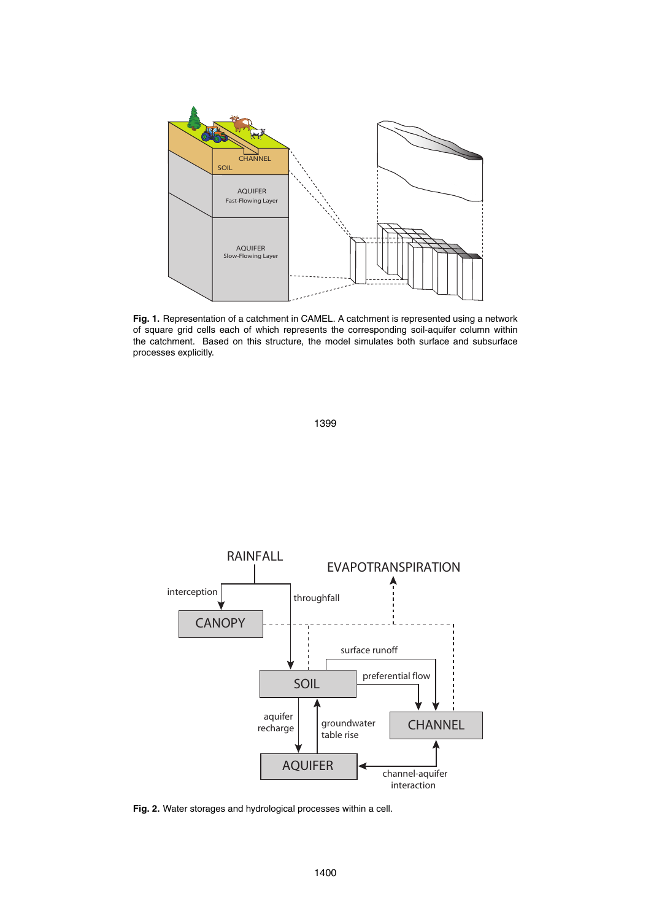**Fig. 1.** Representation of a catchment in CAMEL. A catchment is represented using a network of square grid cells each of which represents the corresponding soil-aquifer column within the catchment. Based on this structure, the model simulates both surface and subsurface processes explicitly.

**Fig. 2.** Water storages and hydrological processes within a cell.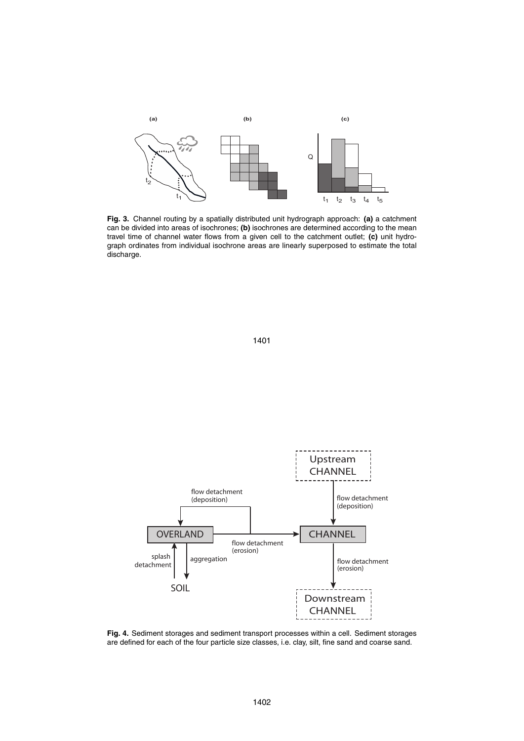**Fig. 3.** Channel routing by a spatially distributed unit hydrograph approach: **(a)** a catchment can be divided into areas of isochrones; **(b)** isochrones are determined according to the mean travel time of channel water flows from a given cell to the catchment outlet; **(c)** unit hydrograph ordinates from individual isochrone areas are linearly superposed to estimate the total discharge.

**Fig. 4.** Sediment storages and sediment transport processes within a cell. Sediment storages are defined for each of the four particle size classes, i.e. clay, silt, fine sand and coarse sand.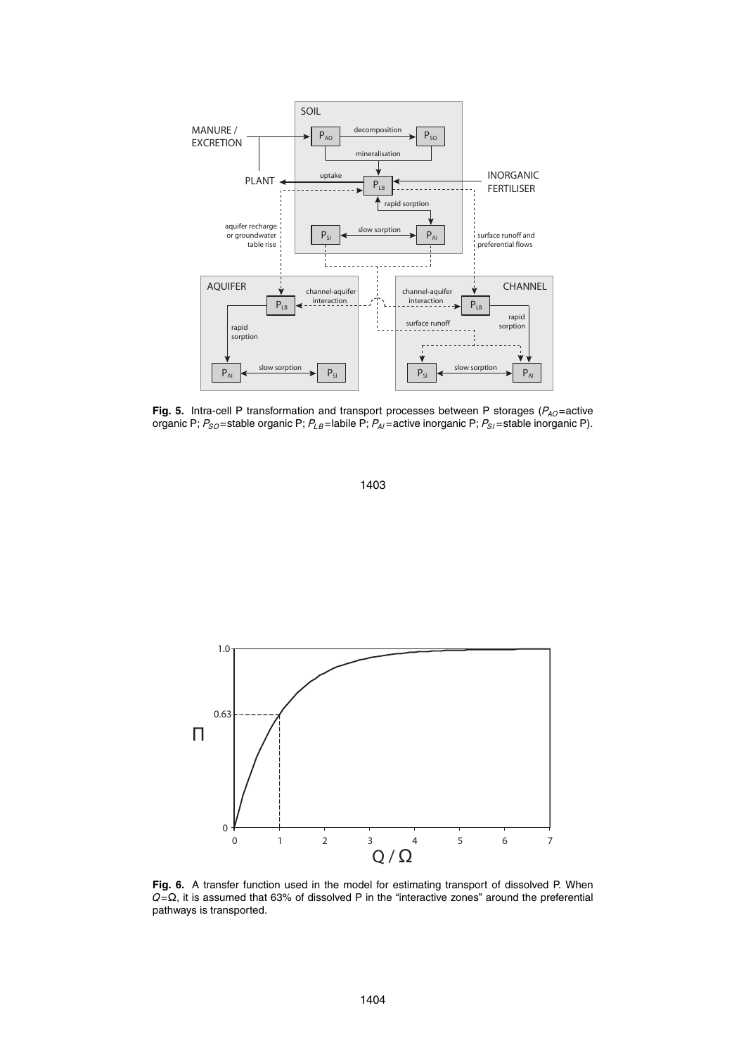SOIL

MANURE / EXCRETION

$P_{AO}$

decomposition

$P_{SO}$

mineralisation

PLANT

uptake

$P_{LB}$

INORGANIC FERTILISER

rapid sorption

aquifer recharge or groundwater table rise

$P_{SI}$

slow sorption

$P_{AI}$

surface runoff and preferential flows

AQUIFER

$P_{LB}$

channel-aquifer interaction

rapid sorption

$P_{AI}$

slow sorption

$P_{SI}$

CHANNEL

channel-aquifer interaction

$P_{LB}$

rapid sorption

surface runoff

$P_{SI}$

slow sorption

$P_{AI}$

**Fig. 5.** Intra-cell P transformation and transport processes between P storages ($P_{AO}$=active organic P; $P_{SO}$=stable organic P; $P_{LB}$=labile P; $P_{AI}$=active inorganic P; $P_{SI}$=stable inorganic P).

1.0

0.63

$\Pi$

0

0 1 2 3 4 5 6 7

$Q / \Omega$

**Fig. 6.** A transfer function used in the model for estimating transport of dissolved P. When $Q$=$\Omega$, it is assumed that 63% of dissolved P in the "interactive zones" around the preferential pathways is transported.